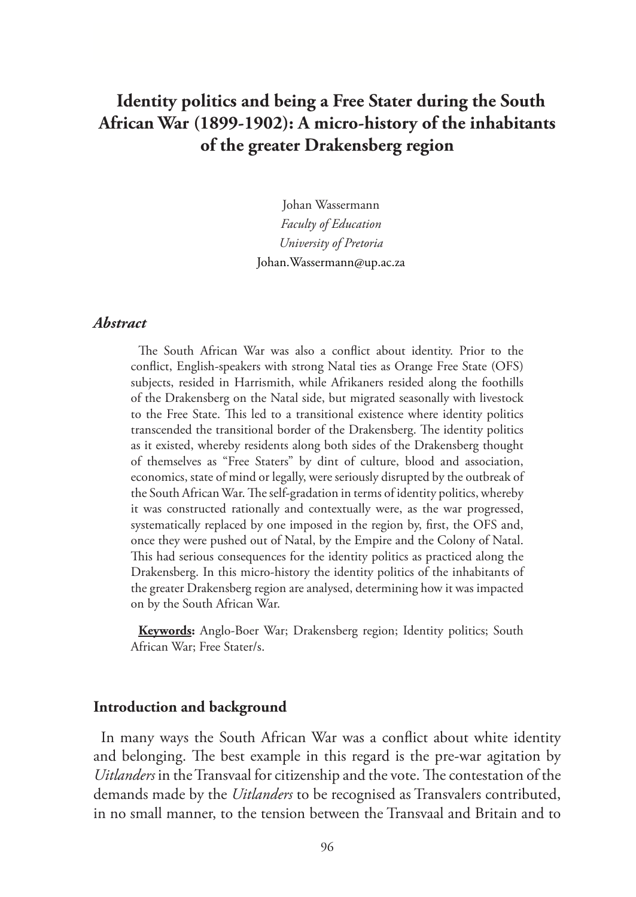# Identity politics and being a Free Stater during the South African War (1899-1902): A micro-history of the inhabitants of the greater Drakensberg region

Johan Wassermann
*Faculty of Education*
*University of Pretoria*
Johan.Wassermann@up.ac.za

### *Abstract*

The South African War was also a conflict about identity. Prior to the conflict, English-speakers with strong Natal ties as Orange Free State (OFS) subjects, resided in Harrismith, while Afrikaners resided along the foothills of the Drakensberg on the Natal side, but migrated seasonally with livestock to the Free State. This led to a transitional existence where identity politics transcended the transitional border of the Drakensberg. The identity politics as it existed, whereby residents along both sides of the Drakensberg thought of themselves as "Free Staters" by dint of culture, blood and association, economics, state of mind or legally, were seriously disrupted by the outbreak of the South African War. The self-gradation in terms of identity politics, whereby it was constructed rationally and contextually were, as the war progressed, systematically replaced by one imposed in the region by, first, the OFS and, once they were pushed out of Natal, by the Empire and the Colony of Natal. This had serious consequences for the identity politics as practiced along the Drakensberg. In this micro-history the identity politics of the inhabitants of the greater Drakensberg region are analysed, determining how it was impacted on by the South African War.

**Keywords:** Anglo-Boer War; Drakensberg region; Identity politics; South African War; Free Stater/s.

### Introduction and background

In many ways the South African War was a conflict about white identity and belonging. The best example in this regard is the pre-war agitation by *Uitlanders* in the Transvaal for citizenship and the vote. The contestation of the demands made by the *Uitlanders* to be recognised as Transvalers contributed, in no small manner, to the tension between the Transvaal and Britain and to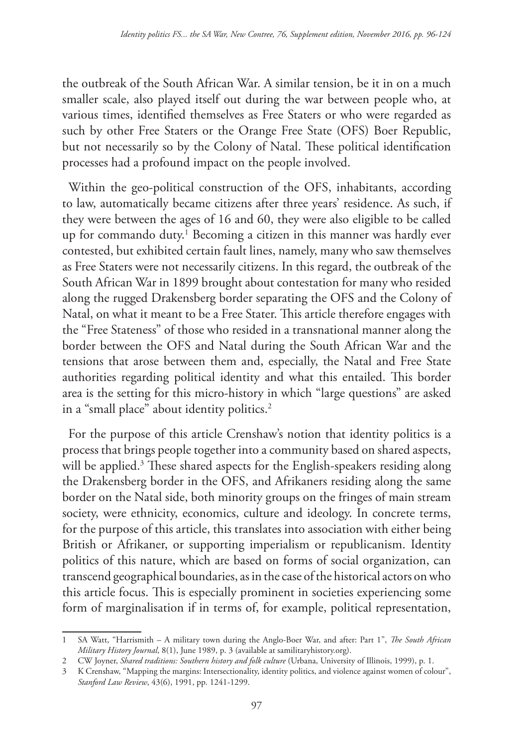the outbreak of the South African War. A similar tension, be it in on a much smaller scale, also played itself out during the war between people who, at various times, identified themselves as Free Staters or who were regarded as such by other Free Staters or the Orange Free State (OFS) Boer Republic, but not necessarily so by the Colony of Natal. These political identification processes had a profound impact on the people involved.

Within the geo-political construction of the OFS, inhabitants, according to law, automatically became citizens after three years' residence. As such, if they were between the ages of 16 and 60, they were also eligible to be called up for commando duty.[1] Becoming a citizen in this manner was hardly ever contested, but exhibited certain fault lines, namely, many who saw themselves as Free Staters were not necessarily citizens. In this regard, the outbreak of the South African War in 1899 brought about contestation for many who resided along the rugged Drakensberg border separating the OFS and the Colony of Natal, on what it meant to be a Free Stater. This article therefore engages with the "Free Stateness" of those who resided in a transnational manner along the border between the OFS and Natal during the South African War and the tensions that arose between them and, especially, the Natal and Free State authorities regarding political identity and what this entailed. This border area is the setting for this micro-history in which "large questions" are asked in a "small place" about identity politics.[2]

For the purpose of this article Crenshaw's notion that identity politics is a process that brings people together into a community based on shared aspects, will be applied.[3] These shared aspects for the English-speakers residing along the Drakensberg border in the OFS, and Afrikaners residing along the same border on the Natal side, both minority groups on the fringes of main stream society, were ethnicity, economics, culture and ideology. In concrete terms, for the purpose of this article, this translates into association with either being British or Afrikaner, or supporting imperialism or republicanism. Identity politics of this nature, which are based on forms of social organization, can transcend geographical boundaries, as in the case of the historical actors on who this article focus. This is especially prominent in societies experiencing some form of marginalisation if in terms of, for example, political representation,

---

1 SA Watt, "Harrismith – A military town during the Anglo-Boer War, and after: Part 1", *The South African Military History Journal*, 8(1), June 1989, p. 3 (available at samilitaryhistory.org).

2 CW Joyner, *Shared traditions: Southern history and folk culture* (Urbana, University of Illinois, 1999), p. 1.

3 K Crenshaw, "Mapping the margins: Intersectionality, identity politics, and violence against women of colour", *Stanford Law Review*, 43(6), 1991, pp. 1241-1299.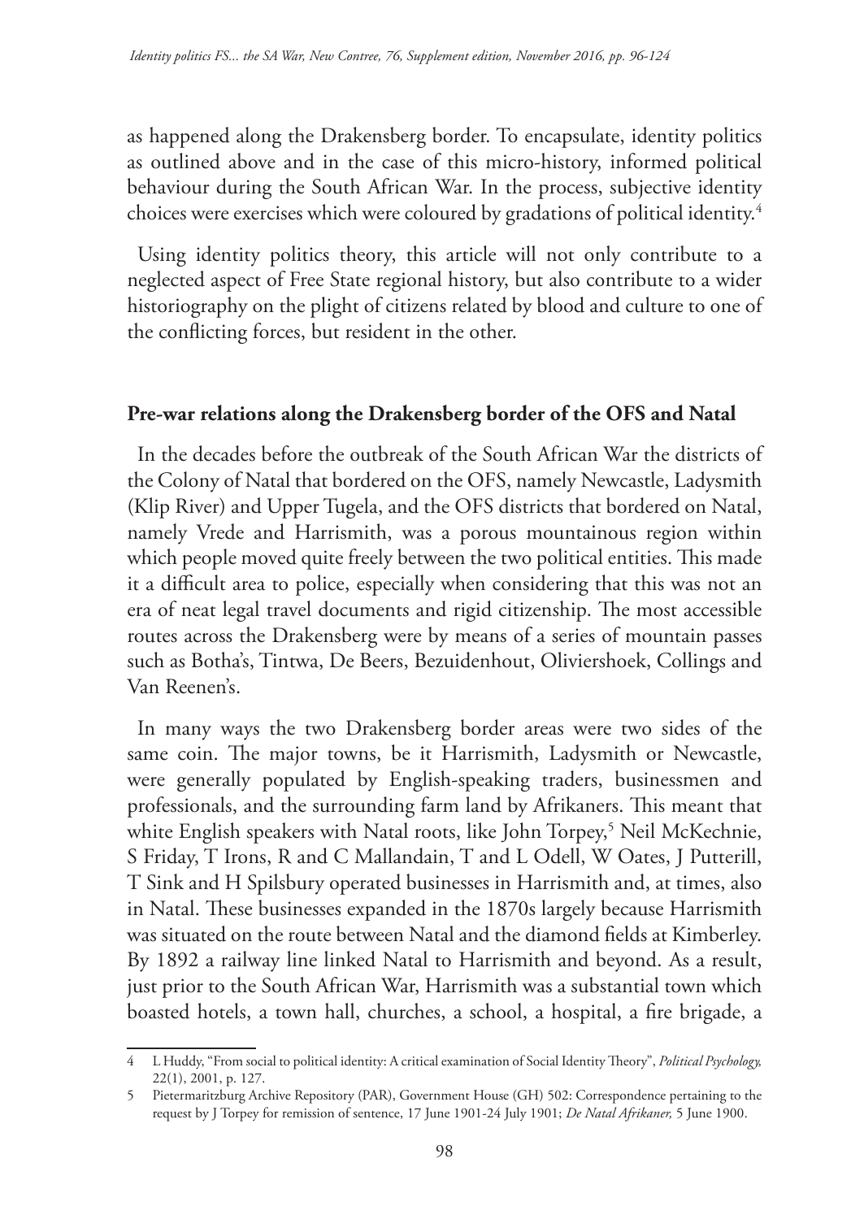as happened along the Drakensberg border. To encapsulate, identity politics as outlined above and in the case of this micro-history, informed political behaviour during the South African War. In the process, subjective identity choices were exercises which were coloured by gradations of political identity.[4]

Using identity politics theory, this article will not only contribute to a neglected aspect of Free State regional history, but also contribute to a wider historiography on the plight of citizens related by blood and culture to one of the conflicting forces, but resident in the other.

## Pre-war relations along the Drakensberg border of the OFS and Natal

In the decades before the outbreak of the South African War the districts of the Colony of Natal that bordered on the OFS, namely Newcastle, Ladysmith (Klip River) and Upper Tugela, and the OFS districts that bordered on Natal, namely Vrede and Harrismith, was a porous mountainous region within which people moved quite freely between the two political entities. This made it a difficult area to police, especially when considering that this was not an era of neat legal travel documents and rigid citizenship. The most accessible routes across the Drakensberg were by means of a series of mountain passes such as Botha's, Tintwa, De Beers, Bezuidenhout, Oliviershoek, Collings and Van Reenen's.

In many ways the two Drakensberg border areas were two sides of the same coin. The major towns, be it Harrismith, Ladysmith or Newcastle, were generally populated by English-speaking traders, businessmen and professionals, and the surrounding farm land by Afrikaners. This meant that white English speakers with Natal roots, like John Torpey,[5] Neil McKechnie, S Friday, T Irons, R and C Mallandain, T and L Odell, W Oates, J Putterill, T Sink and H Spilsbury operated businesses in Harrismith and, at times, also in Natal. These businesses expanded in the 1870s largely because Harrismith was situated on the route between Natal and the diamond fields at Kimberley. By 1892 a railway line linked Natal to Harrismith and beyond. As a result, just prior to the South African War, Harrismith was a substantial town which boasted hotels, a town hall, churches, a school, a hospital, a fire brigade, a

---

4 L Huddy, "From social to political identity: A critical examination of Social Identity Theory", *Political Psychology,* 22(1), 2001, p. 127.

5 Pietermaritzburg Archive Repository (PAR), Government House (GH) 502: Correspondence pertaining to the request by J Torpey for remission of sentence, 17 June 1901-24 July 1901; *De Natal Afrikaner,* 5 June 1900.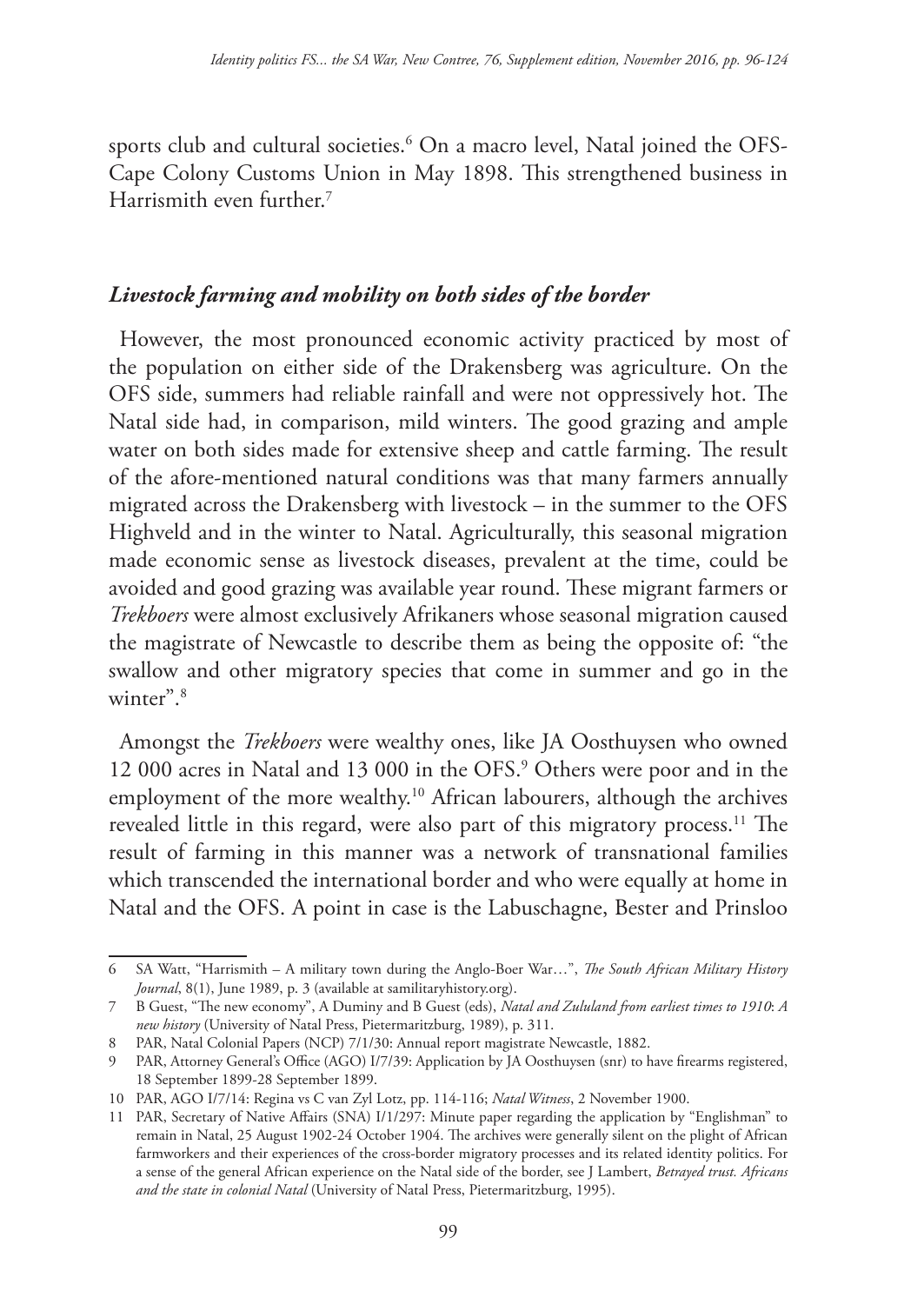sports club and cultural societies.[6] On a macro level, Natal joined the OFS-Cape Colony Customs Union in May 1898. This strengthened business in Harrismith even further.[7]

### *Livestock farming and mobility on both sides of the border*

However, the most pronounced economic activity practiced by most of the population on either side of the Drakensberg was agriculture. On the OFS side, summers had reliable rainfall and were not oppressively hot. The Natal side had, in comparison, mild winters. The good grazing and ample water on both sides made for extensive sheep and cattle farming. The result of the afore-mentioned natural conditions was that many farmers annually migrated across the Drakensberg with livestock – in the summer to the OFS Highveld and in the winter to Natal. Agriculturally, this seasonal migration made economic sense as livestock diseases, prevalent at the time, could be avoided and good grazing was available year round. These migrant farmers or *Trekboers* were almost exclusively Afrikaners whose seasonal migration caused the magistrate of Newcastle to describe them as being the opposite of: "the swallow and other migratory species that come in summer and go in the winter".[8]

Amongst the *Trekboers* were wealthy ones, like JA Oosthuysen who owned 12 000 acres in Natal and 13 000 in the OFS.[9] Others were poor and in the employment of the more wealthy.[10] African labourers, although the archives revealed little in this regard, were also part of this migratory process.[11] The result of farming in this manner was a network of transnational families which transcended the international border and who were equally at home in Natal and the OFS. A point in case is the Labuschagne, Bester and Prinsloo

---

6 SA Watt, "Harrismith – A military town during the Anglo-Boer War…", *The South African Military History Journal*, 8(1), June 1989, p. 3 (available at samilitaryhistory.org).

7 B Guest, "The new economy", A Duminy and B Guest (eds), *Natal and Zululand from earliest times to 1910*: *A new history* (University of Natal Press, Pietermaritzburg, 1989), p. 311.

8 PAR, Natal Colonial Papers (NCP) 7/1/30: Annual report magistrate Newcastle, 1882.

9 PAR, Attorney General's Office (AGO) I/7/39: Application by JA Oosthuysen (snr) to have firearms registered, 18 September 1899-28 September 1899.

10 PAR, AGO I/7/14: Regina vs C van Zyl Lotz, pp. 114-116; *Natal Witness*, 2 November 1900.

11 PAR, Secretary of Native Affairs (SNA) I/1/297: Minute paper regarding the application by "Englishman" to remain in Natal, 25 August 1902-24 October 1904. The archives were generally silent on the plight of African farmworkers and their experiences of the cross-border migratory processes and its related identity politics. For a sense of the general African experience on the Natal side of the border, see J Lambert, *Betrayed trust. Africans and the state in colonial Natal* (University of Natal Press, Pietermaritzburg, 1995).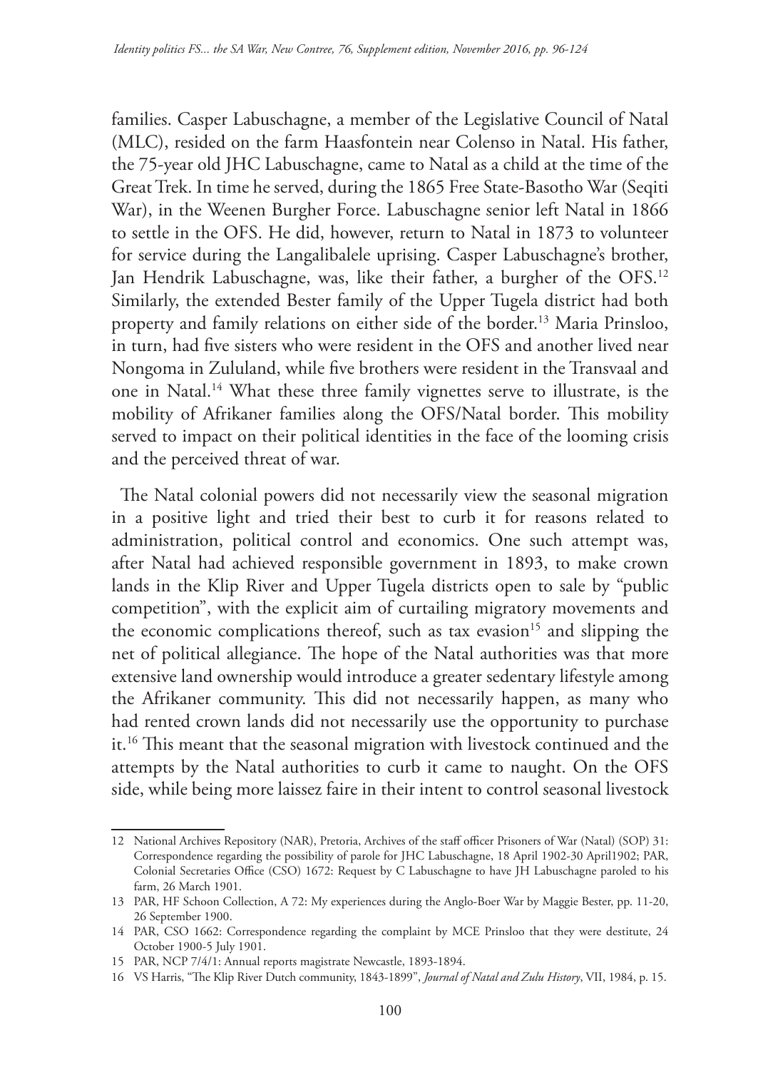families. Casper Labuschagne, a member of the Legislative Council of Natal (MLC), resided on the farm Haasfontein near Colenso in Natal. His father, the 75-year old JHC Labuschagne, came to Natal as a child at the time of the Great Trek. In time he served, during the 1865 Free State-Basotho War (Seqiti War), in the Weenen Burgher Force. Labuschagne senior left Natal in 1866 to settle in the OFS. He did, however, return to Natal in 1873 to volunteer for service during the Langalibalele uprising. Casper Labuschagne's brother, Jan Hendrik Labuschagne, was, like their father, a burgher of the OFS.[12] Similarly, the extended Bester family of the Upper Tugela district had both property and family relations on either side of the border.[13] Maria Prinsloo, in turn, had five sisters who were resident in the OFS and another lived near Nongoma in Zululand, while five brothers were resident in the Transvaal and one in Natal.[14] What these three family vignettes serve to illustrate, is the mobility of Afrikaner families along the OFS/Natal border. This mobility served to impact on their political identities in the face of the looming crisis and the perceived threat of war.

The Natal colonial powers did not necessarily view the seasonal migration in a positive light and tried their best to curb it for reasons related to administration, political control and economics. One such attempt was, after Natal had achieved responsible government in 1893, to make crown lands in the Klip River and Upper Tugela districts open to sale by "public competition", with the explicit aim of curtailing migratory movements and the economic complications thereof, such as tax evasion[15] and slipping the net of political allegiance. The hope of the Natal authorities was that more extensive land ownership would introduce a greater sedentary lifestyle among the Afrikaner community. This did not necessarily happen, as many who had rented crown lands did not necessarily use the opportunity to purchase it.[16] This meant that the seasonal migration with livestock continued and the attempts by the Natal authorities to curb it came to naught. On the OFS side, while being more laissez faire in their intent to control seasonal livestock

---

12 National Archives Repository (NAR), Pretoria, Archives of the staff officer Prisoners of War (Natal) (SOP) 31: Correspondence regarding the possibility of parole for JHC Labuschagne, 18 April 1902-30 April1902; PAR, Colonial Secretaries Office (CSO) 1672: Request by C Labuschagne to have JH Labuschagne paroled to his farm, 26 March 1901.

13 PAR, HF Schoon Collection, A 72: My experiences during the Anglo-Boer War by Maggie Bester, pp. 11-20, 26 September 1900.

14 PAR, CSO 1662: Correspondence regarding the complaint by MCE Prinsloo that they were destitute, 24 October 1900-5 July 1901.

15 PAR, NCP 7/4/1: Annual reports magistrate Newcastle, 1893-1894.

16 VS Harris, "The Klip River Dutch community, 1843-1899", *Journal of Natal and Zulu History*, VII, 1984, p. 15.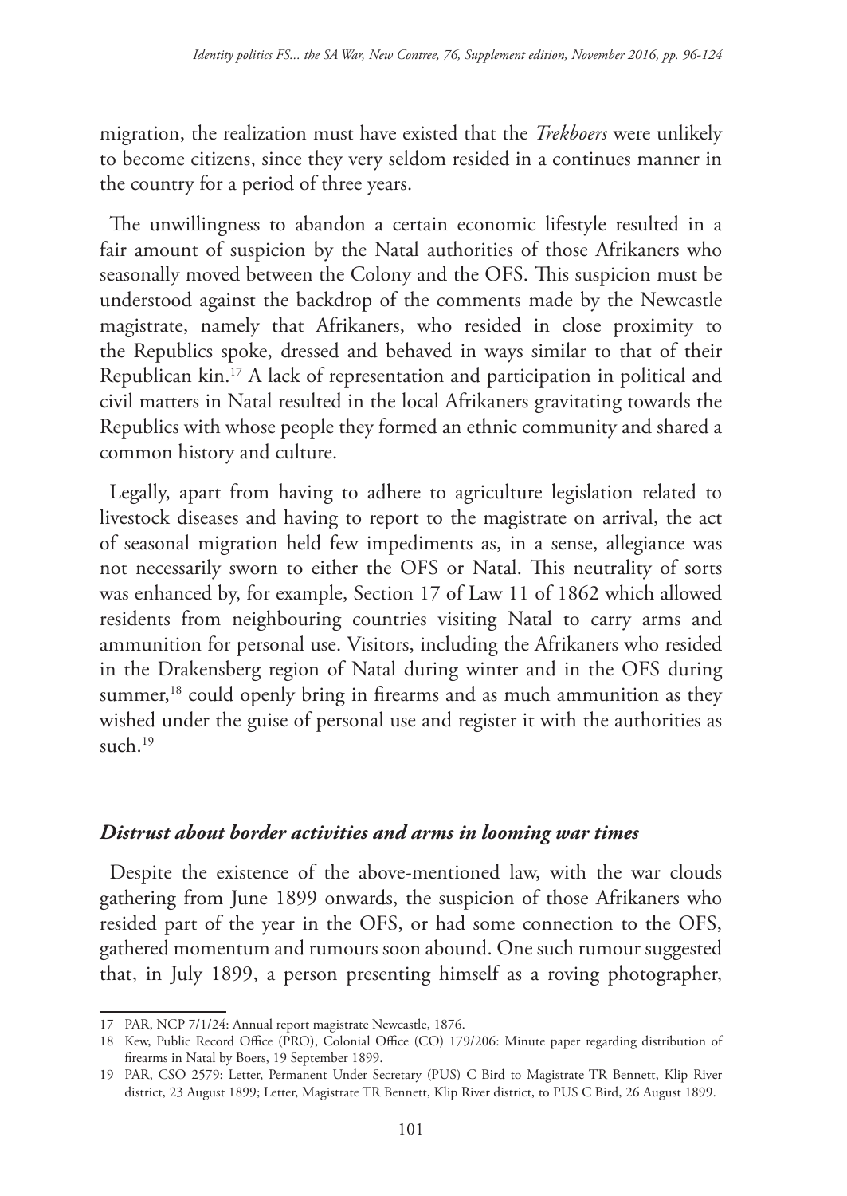migration, the realization must have existed that the *Trekboers* were unlikely to become citizens, since they very seldom resided in a continues manner in the country for a period of three years.

The unwillingness to abandon a certain economic lifestyle resulted in a fair amount of suspicion by the Natal authorities of those Afrikaners who seasonally moved between the Colony and the OFS. This suspicion must be understood against the backdrop of the comments made by the Newcastle magistrate, namely that Afrikaners, who resided in close proximity to the Republics spoke, dressed and behaved in ways similar to that of their Republican kin.[17] A lack of representation and participation in political and civil matters in Natal resulted in the local Afrikaners gravitating towards the Republics with whose people they formed an ethnic community and shared a common history and culture.

Legally, apart from having to adhere to agriculture legislation related to livestock diseases and having to report to the magistrate on arrival, the act of seasonal migration held few impediments as, in a sense, allegiance was not necessarily sworn to either the OFS or Natal. This neutrality of sorts was enhanced by, for example, Section 17 of Law 11 of 1862 which allowed residents from neighbouring countries visiting Natal to carry arms and ammunition for personal use. Visitors, including the Afrikaners who resided in the Drakensberg region of Natal during winter and in the OFS during summer,[18] could openly bring in firearms and as much ammunition as they wished under the guise of personal use and register it with the authorities as such.[19]

### *Distrust about border activities and arms in looming war times*

Despite the existence of the above-mentioned law, with the war clouds gathering from June 1899 onwards, the suspicion of those Afrikaners who resided part of the year in the OFS, or had some connection to the OFS, gathered momentum and rumours soon abound. One such rumour suggested that, in July 1899, a person presenting himself as a roving photographer,

---

17 PAR, NCP 7/1/24: Annual report magistrate Newcastle, 1876.

18 Kew, Public Record Office (PRO), Colonial Office (CO) 179/206: Minute paper regarding distribution of firearms in Natal by Boers, 19 September 1899.

19 PAR, CSO 2579: Letter, Permanent Under Secretary (PUS) C Bird to Magistrate TR Bennett, Klip River district, 23 August 1899; Letter, Magistrate TR Bennett, Klip River district, to PUS C Bird, 26 August 1899.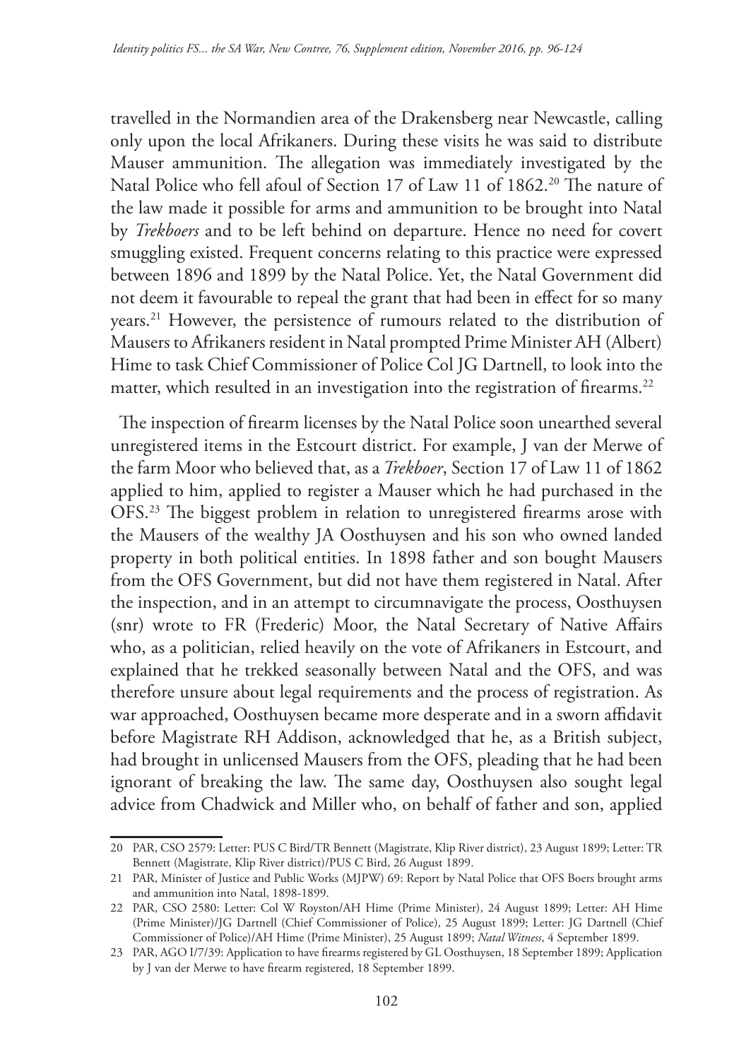travelled in the Normandien area of the Drakensberg near Newcastle, calling only upon the local Afrikaners. During these visits he was said to distribute Mauser ammunition. The allegation was immediately investigated by the Natal Police who fell afoul of Section 17 of Law 11 of 1862.[20] The nature of the law made it possible for arms and ammunition to be brought into Natal by *Trekboers* and to be left behind on departure. Hence no need for covert smuggling existed. Frequent concerns relating to this practice were expressed between 1896 and 1899 by the Natal Police. Yet, the Natal Government did not deem it favourable to repeal the grant that had been in effect for so many years.[21] However, the persistence of rumours related to the distribution of Mausers to Afrikaners resident in Natal prompted Prime Minister AH (Albert) Hime to task Chief Commissioner of Police Col JG Dartnell, to look into the matter, which resulted in an investigation into the registration of firearms.[22]

The inspection of firearm licenses by the Natal Police soon unearthed several unregistered items in the Estcourt district. For example, J van der Merwe of the farm Moor who believed that, as a *Trekboer*, Section 17 of Law 11 of 1862 applied to him, applied to register a Mauser which he had purchased in the OFS.[23] The biggest problem in relation to unregistered firearms arose with the Mausers of the wealthy JA Oosthuysen and his son who owned landed property in both political entities. In 1898 father and son bought Mausers from the OFS Government, but did not have them registered in Natal. After the inspection, and in an attempt to circumnavigate the process, Oosthuysen (snr) wrote to FR (Frederic) Moor, the Natal Secretary of Native Affairs who, as a politician, relied heavily on the vote of Afrikaners in Estcourt, and explained that he trekked seasonally between Natal and the OFS, and was therefore unsure about legal requirements and the process of registration. As war approached, Oosthuysen became more desperate and in a sworn affidavit before Magistrate RH Addison, acknowledged that he, as a British subject, had brought in unlicensed Mausers from the OFS, pleading that he had been ignorant of breaking the law. The same day, Oosthuysen also sought legal advice from Chadwick and Miller who, on behalf of father and son, applied

---

20 PAR, CSO 2579: Letter: PUS C Bird/TR Bennett (Magistrate, Klip River district), 23 August 1899; Letter: TR Bennett (Magistrate, Klip River district)/PUS C Bird, 26 August 1899.

21 PAR, Minister of Justice and Public Works (MJPW) 69: Report by Natal Police that OFS Boers brought arms and ammunition into Natal, 1898-1899.

22 PAR, CSO 2580: Letter: Col W Royston/AH Hime (Prime Minister), 24 August 1899; Letter: AH Hime (Prime Minister)/JG Dartnell (Chief Commissioner of Police), 25 August 1899; Letter: JG Dartnell (Chief Commissioner of Police)/AH Hime (Prime Minister), 25 August 1899; *Natal Witness*, 4 September 1899.

23 PAR, AGO I/7/39: Application to have firearms registered by GL Oosthuysen, 18 September 1899; Application by J van der Merwe to have firearm registered, 18 September 1899.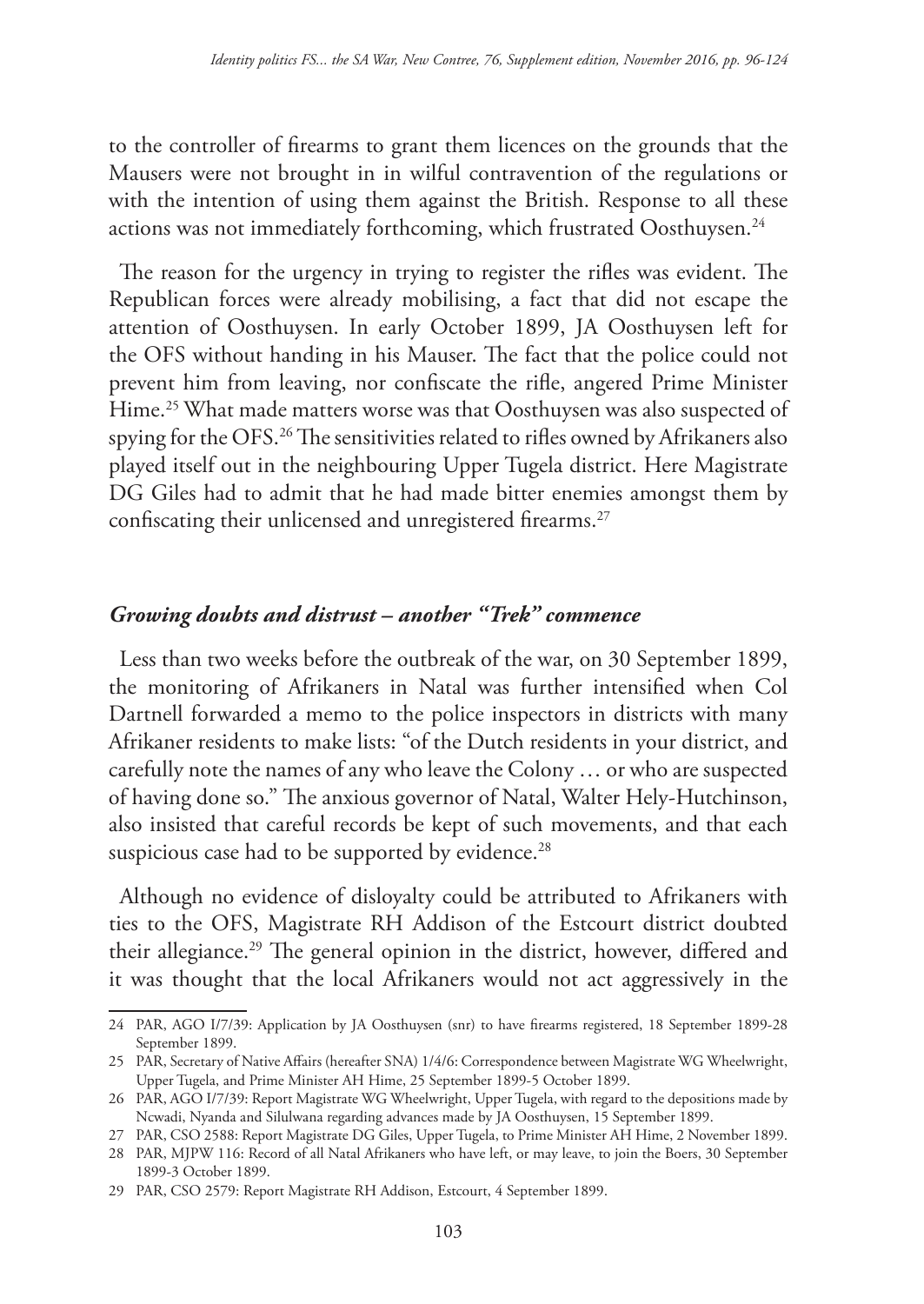to the controller of firearms to grant them licences on the grounds that the Mausers were not brought in in wilful contravention of the regulations or with the intention of using them against the British. Response to all these actions was not immediately forthcoming, which frustrated Oosthuysen.[24]

The reason for the urgency in trying to register the rifles was evident. The Republican forces were already mobilising, a fact that did not escape the attention of Oosthuysen. In early October 1899, JA Oosthuysen left for the OFS without handing in his Mauser. The fact that the police could not prevent him from leaving, nor confiscate the rifle, angered Prime Minister Hime.[25] What made matters worse was that Oosthuysen was also suspected of spying for the OFS.[26] The sensitivities related to rifles owned by Afrikaners also played itself out in the neighbouring Upper Tugela district. Here Magistrate DG Giles had to admit that he had made bitter enemies amongst them by confiscating their unlicensed and unregistered firearms.[27]

### *Growing doubts and distrust – another "Trek" commence*

Less than two weeks before the outbreak of the war, on 30 September 1899, the monitoring of Afrikaners in Natal was further intensified when Col Dartnell forwarded a memo to the police inspectors in districts with many Afrikaner residents to make lists: "of the Dutch residents in your district, and carefully note the names of any who leave the Colony … or who are suspected of having done so." The anxious governor of Natal, Walter Hely-Hutchinson, also insisted that careful records be kept of such movements, and that each suspicious case had to be supported by evidence.[28]

Although no evidence of disloyalty could be attributed to Afrikaners with ties to the OFS, Magistrate RH Addison of the Estcourt district doubted their allegiance.[29] The general opinion in the district, however, differed and it was thought that the local Afrikaners would not act aggressively in the

---

24 PAR, AGO I/7/39: Application by JA Oosthuysen (snr) to have firearms registered, 18 September 1899-28 September 1899.

25 PAR, Secretary of Native Affairs (hereafter SNA) 1/4/6: Correspondence between Magistrate WG Wheelwright, Upper Tugela, and Prime Minister AH Hime, 25 September 1899-5 October 1899.

26 PAR, AGO I/7/39: Report Magistrate WG Wheelwright, Upper Tugela, with regard to the depositions made by Ncwadi, Nyanda and Silulwana regarding advances made by JA Oosthuysen, 15 September 1899.

27 PAR, CSO 2588: Report Magistrate DG Giles, Upper Tugela, to Prime Minister AH Hime, 2 November 1899.

28 PAR, MJPW 116: Record of all Natal Afrikaners who have left, or may leave, to join the Boers, 30 September 1899-3 October 1899.

29 PAR, CSO 2579: Report Magistrate RH Addison, Estcourt, 4 September 1899.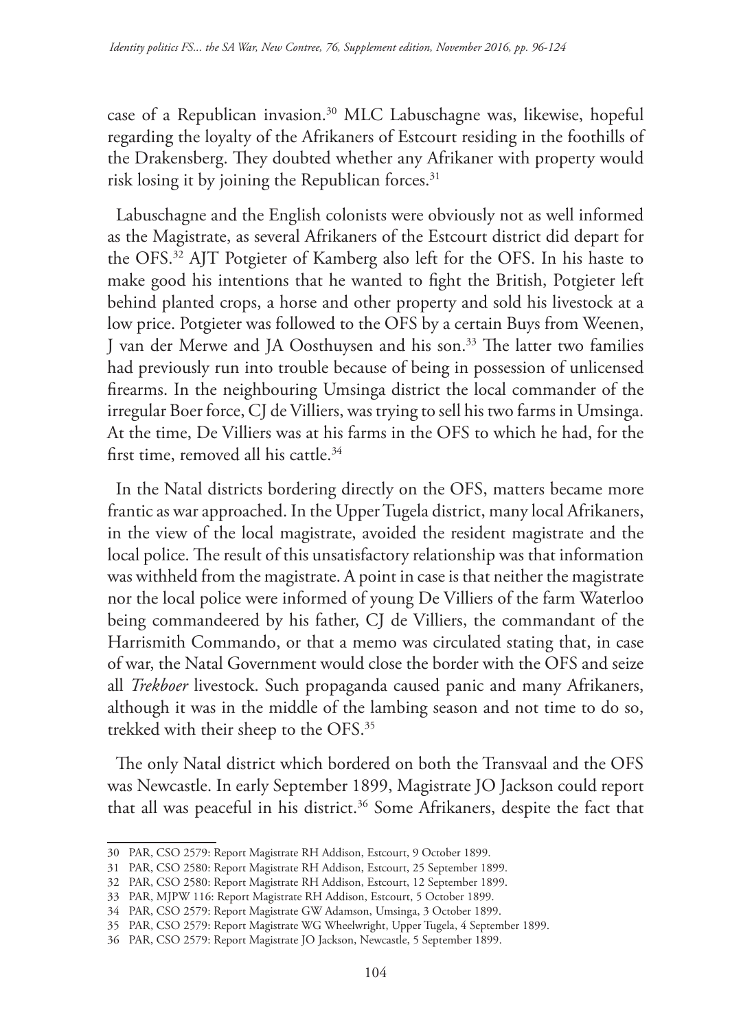case of a Republican invasion.[30] MLC Labuschagne was, likewise, hopeful regarding the loyalty of the Afrikaners of Estcourt residing in the foothills of the Drakensberg. They doubted whether any Afrikaner with property would risk losing it by joining the Republican forces.[31]

Labuschagne and the English colonists were obviously not as well informed as the Magistrate, as several Afrikaners of the Estcourt district did depart for the OFS.[32] AJT Potgieter of Kamberg also left for the OFS. In his haste to make good his intentions that he wanted to fight the British, Potgieter left behind planted crops, a horse and other property and sold his livestock at a low price. Potgieter was followed to the OFS by a certain Buys from Weenen, J van der Merwe and JA Oosthuysen and his son.[33] The latter two families had previously run into trouble because of being in possession of unlicensed firearms. In the neighbouring Umsinga district the local commander of the irregular Boer force, CJ de Villiers, was trying to sell his two farms in Umsinga. At the time, De Villiers was at his farms in the OFS to which he had, for the first time, removed all his cattle.[34]

In the Natal districts bordering directly on the OFS, matters became more frantic as war approached. In the Upper Tugela district, many local Afrikaners, in the view of the local magistrate, avoided the resident magistrate and the local police. The result of this unsatisfactory relationship was that information was withheld from the magistrate. A point in case is that neither the magistrate nor the local police were informed of young De Villiers of the farm Waterloo being commandeered by his father, CJ de Villiers, the commandant of the Harrismith Commando, or that a memo was circulated stating that, in case of war, the Natal Government would close the border with the OFS and seize all *Trekboer* livestock. Such propaganda caused panic and many Afrikaners, although it was in the middle of the lambing season and not time to do so, trekked with their sheep to the OFS.[35]

The only Natal district which bordered on both the Transvaal and the OFS was Newcastle. In early September 1899, Magistrate JO Jackson could report that all was peaceful in his district.[36] Some Afrikaners, despite the fact that

---

30 PAR, CSO 2579: Report Magistrate RH Addison, Estcourt, 9 October 1899.

31 PAR, CSO 2580: Report Magistrate RH Addison, Estcourt, 25 September 1899.

32 PAR, CSO 2580: Report Magistrate RH Addison, Estcourt, 12 September 1899.

33 PAR, MJPW 116: Report Magistrate RH Addison, Estcourt, 5 October 1899.

34 PAR, CSO 2579: Report Magistrate GW Adamson, Umsinga, 3 October 1899.

35 PAR, CSO 2579: Report Magistrate WG Wheelwright, Upper Tugela, 4 September 1899.

36 PAR, CSO 2579: Report Magistrate JO Jackson, Newcastle, 5 September 1899.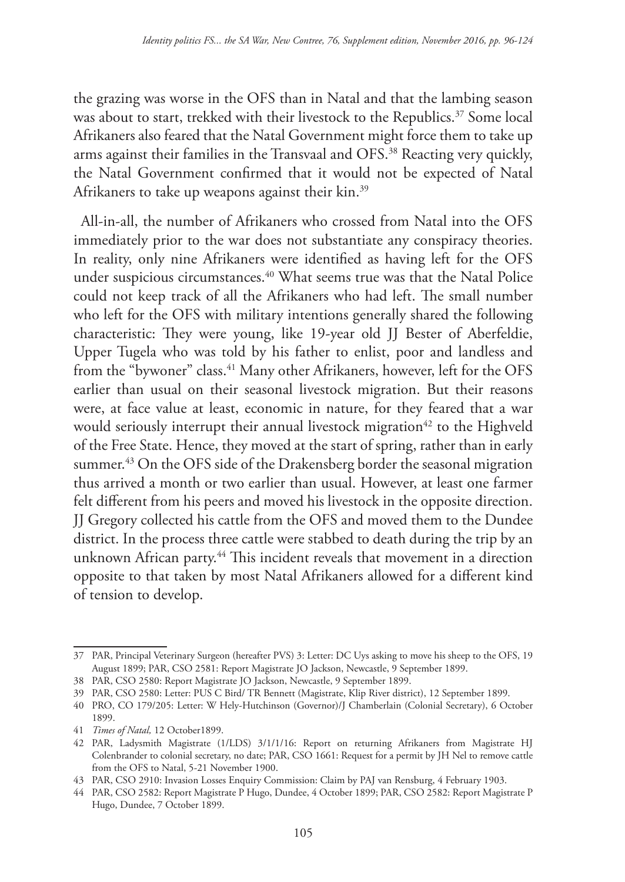the grazing was worse in the OFS than in Natal and that the lambing season was about to start, trekked with their livestock to the Republics.[37] Some local Afrikaners also feared that the Natal Government might force them to take up arms against their families in the Transvaal and OFS.[38] Reacting very quickly, the Natal Government confirmed that it would not be expected of Natal Afrikaners to take up weapons against their kin.[39]

All-in-all, the number of Afrikaners who crossed from Natal into the OFS immediately prior to the war does not substantiate any conspiracy theories. In reality, only nine Afrikaners were identified as having left for the OFS under suspicious circumstances.[40] What seems true was that the Natal Police could not keep track of all the Afrikaners who had left. The small number who left for the OFS with military intentions generally shared the following characteristic: They were young, like 19-year old JJ Bester of Aberfeldie, Upper Tugela who was told by his father to enlist, poor and landless and from the "bywoner" class.[41] Many other Afrikaners, however, left for the OFS earlier than usual on their seasonal livestock migration. But their reasons were, at face value at least, economic in nature, for they feared that a war would seriously interrupt their annual livestock migration[42] to the Highveld of the Free State. Hence, they moved at the start of spring, rather than in early summer.[43] On the OFS side of the Drakensberg border the seasonal migration thus arrived a month or two earlier than usual. However, at least one farmer felt different from his peers and moved his livestock in the opposite direction. JJ Gregory collected his cattle from the OFS and moved them to the Dundee district. In the process three cattle were stabbed to death during the trip by an unknown African party.[44] This incident reveals that movement in a direction opposite to that taken by most Natal Afrikaners allowed for a different kind of tension to develop.

---

37 PAR, Principal Veterinary Surgeon (hereafter PVS) 3: Letter: DC Uys asking to move his sheep to the OFS, 19 August 1899; PAR, CSO 2581: Report Magistrate JO Jackson, Newcastle, 9 September 1899.

38 PAR, CSO 2580: Report Magistrate JO Jackson, Newcastle, 9 September 1899.

39 PAR, CSO 2580: Letter: PUS C Bird/ TR Bennett (Magistrate, Klip River district), 12 September 1899.

40 PRO, CO 179/205: Letter: W Hely-Hutchinson (Governor)/J Chamberlain (Colonial Secretary), 6 October 1899.

41 *Times of Natal,* 12 October1899.

42 PAR, Ladysmith Magistrate (1/LDS) 3/1/1/16: Report on returning Afrikaners from Magistrate HJ Colenbrander to colonial secretary, no date; PAR, CSO 1661: Request for a permit by JH Nel to remove cattle from the OFS to Natal, 5-21 November 1900.

43 PAR, CSO 2910: Invasion Losses Enquiry Commission: Claim by PAJ van Rensburg, 4 February 1903.

44 PAR, CSO 2582: Report Magistrate P Hugo, Dundee, 4 October 1899; PAR, CSO 2582: Report Magistrate P Hugo, Dundee, 7 October 1899.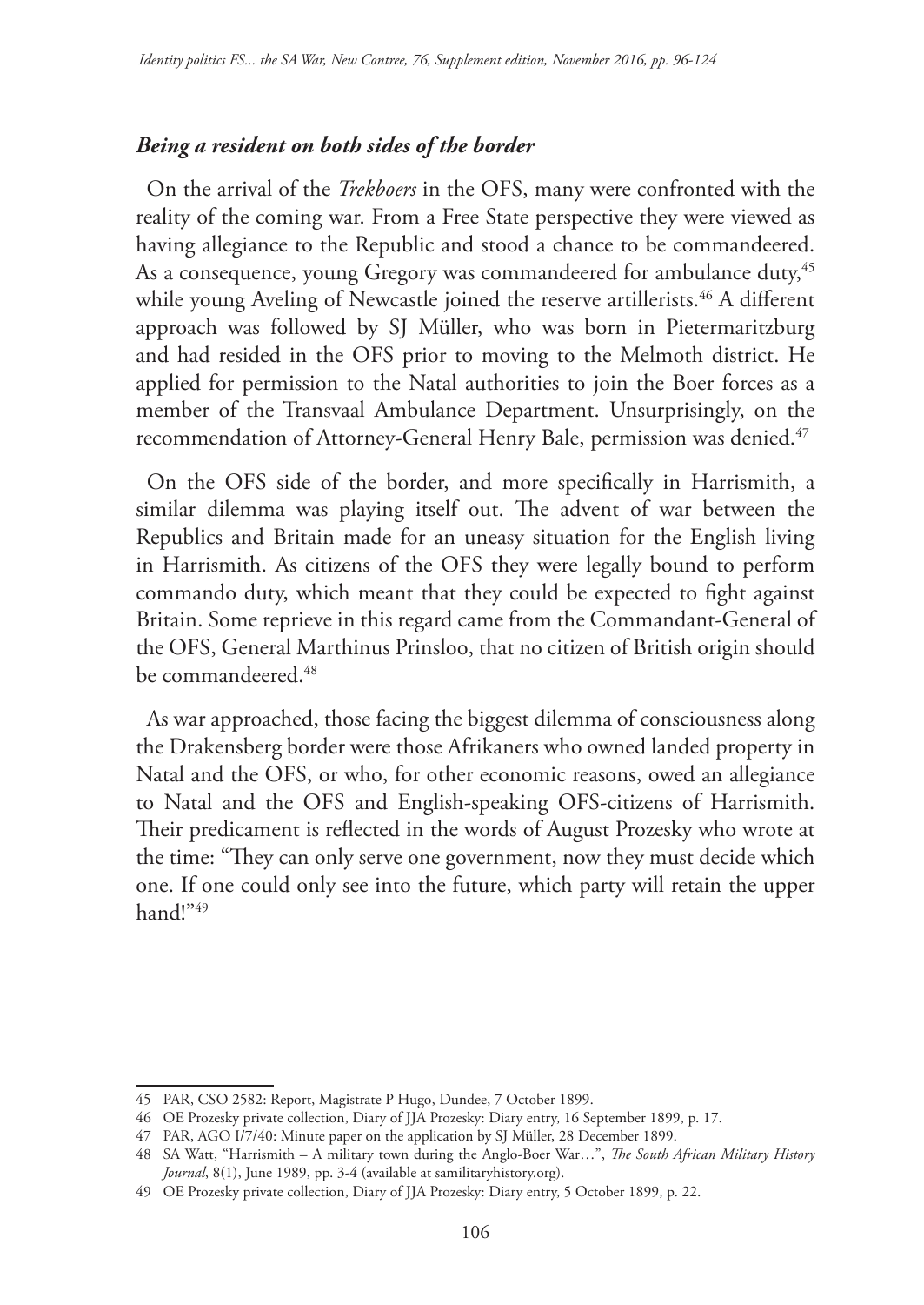### ***Being a resident on both sides of the border***

On the arrival of the *Trekboers* in the OFS, many were confronted with the reality of the coming war. From a Free State perspective they were viewed as having allegiance to the Republic and stood a chance to be commandeered. As a consequence, young Gregory was commandeered for ambulance duty,[45] while young Aveling of Newcastle joined the reserve artillerists.[46] A different approach was followed by SJ Müller, who was born in Pietermaritzburg and had resided in the OFS prior to moving to the Melmoth district. He applied for permission to the Natal authorities to join the Boer forces as a member of the Transvaal Ambulance Department. Unsurprisingly, on the recommendation of Attorney-General Henry Bale, permission was denied.[47]

On the OFS side of the border, and more specifically in Harrismith, a similar dilemma was playing itself out. The advent of war between the Republics and Britain made for an uneasy situation for the English living in Harrismith. As citizens of the OFS they were legally bound to perform commando duty, which meant that they could be expected to fight against Britain. Some reprieve in this regard came from the Commandant-General of the OFS, General Marthinus Prinsloo, that no citizen of British origin should be commandeered.[48]

As war approached, those facing the biggest dilemma of consciousness along the Drakensberg border were those Afrikaners who owned landed property in Natal and the OFS, or who, for other economic reasons, owed an allegiance to Natal and the OFS and English-speaking OFS-citizens of Harrismith. Their predicament is reflected in the words of August Prozesky who wrote at the time: "They can only serve one government, now they must decide which one. If one could only see into the future, which party will retain the upper hand!"[49]

---

45 PAR, CSO 2582: Report, Magistrate P Hugo, Dundee, 7 October 1899.

46 OE Prozesky private collection, Diary of JJA Prozesky: Diary entry, 16 September 1899, p. 17.

47 PAR, AGO I/7/40: Minute paper on the application by SJ Müller, 28 December 1899.

48 SA Watt, "Harrismith – A military town during the Anglo-Boer War…", *The South African Military History Journal*, 8(1), June 1989, pp. 3-4 (available at samilitaryhistory.org).

49 OE Prozesky private collection, Diary of JJA Prozesky: Diary entry, 5 October 1899, p. 22.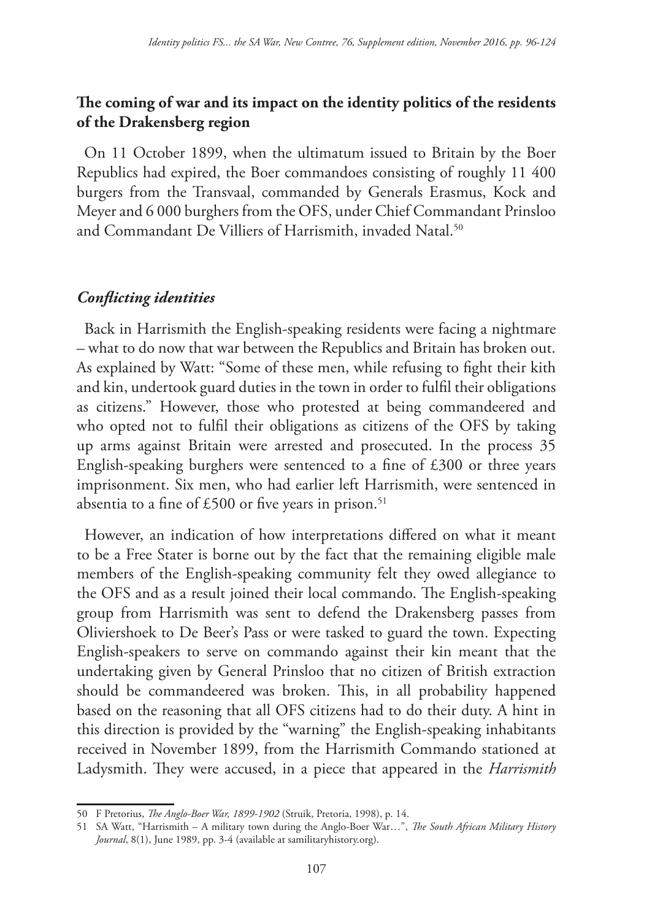## The coming of war and its impact on the identity politics of the residents of the Drakensberg region

On 11 October 1899, when the ultimatum issued to Britain by the Boer Republics had expired, the Boer commandoes consisting of roughly 11 400 burgers from the Transvaal, commanded by Generals Erasmus, Kock and Meyer and 6 000 burghers from the OFS, under Chief Commandant Prinsloo and Commandant De Villiers of Harrismith, invaded Natal.[50]

### *Conflicting identities*

Back in Harrismith the English-speaking residents were facing a nightmare – what to do now that war between the Republics and Britain has broken out. As explained by Watt: "Some of these men, while refusing to fight their kith and kin, undertook guard duties in the town in order to fulfil their obligations as citizens." However, those who protested at being commandeered and who opted not to fulfil their obligations as citizens of the OFS by taking up arms against Britain were arrested and prosecuted. In the process 35 English-speaking burghers were sentenced to a fine of £300 or three years imprisonment. Six men, who had earlier left Harrismith, were sentenced in absentia to a fine of £500 or five years in prison.[51]

However, an indication of how interpretations differed on what it meant to be a Free Stater is borne out by the fact that the remaining eligible male members of the English-speaking community felt they owed allegiance to the OFS and as a result joined their local commando. The English-speaking group from Harrismith was sent to defend the Drakensberg passes from Oliviershoek to De Beer's Pass or were tasked to guard the town. Expecting English-speakers to serve on commando against their kin meant that the undertaking given by General Prinsloo that no citizen of British extraction should be commandeered was broken. This, in all probability happened based on the reasoning that all OFS citizens had to do their duty. A hint in this direction is provided by the "warning" the English-speaking inhabitants received in November 1899, from the Harrismith Commando stationed at Ladysmith. They were accused, in a piece that appeared in the *Harrismith*

---

50 F Pretorius, *The Anglo-Boer War, 1899-1902* (Struik, Pretoria, 1998), p. 14.

51 SA Watt, "Harrismith – A military town during the Anglo-Boer War…", *The South African Military History Journal*, 8(1), June 1989, pp. 3-4 (available at samilitaryhistory.org).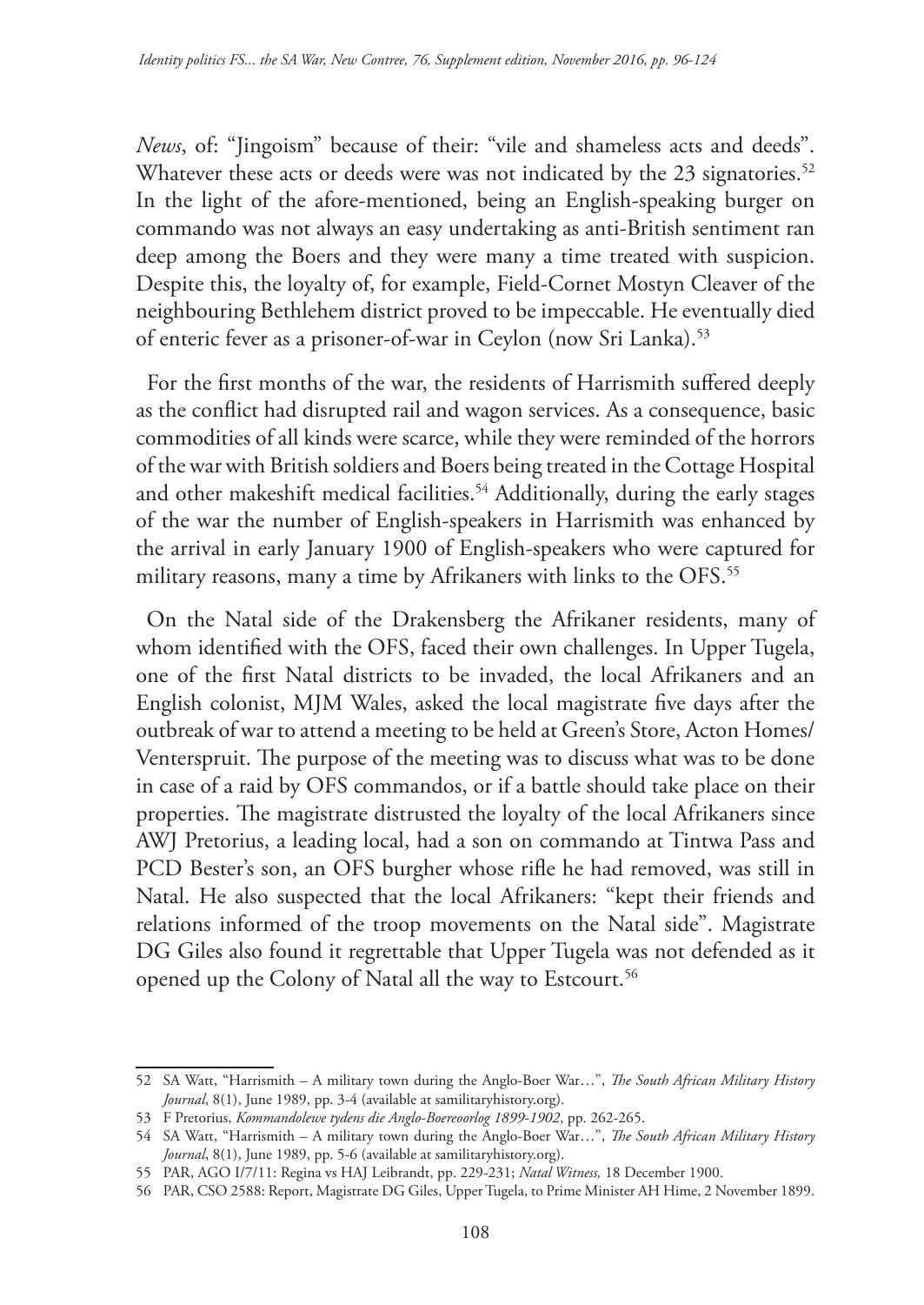*News*, of: "Jingoism" because of their: "vile and shameless acts and deeds". Whatever these acts or deeds were was not indicated by the 23 signatories.[52] In the light of the afore-mentioned, being an English-speaking burger on commando was not always an easy undertaking as anti-British sentiment ran deep among the Boers and they were many a time treated with suspicion. Despite this, the loyalty of, for example, Field-Cornet Mostyn Cleaver of the neighbouring Bethlehem district proved to be impeccable. He eventually died of enteric fever as a prisoner-of-war in Ceylon (now Sri Lanka).[53]

For the first months of the war, the residents of Harrismith suffered deeply as the conflict had disrupted rail and wagon services. As a consequence, basic commodities of all kinds were scarce, while they were reminded of the horrors of the war with British soldiers and Boers being treated in the Cottage Hospital and other makeshift medical facilities.[54] Additionally, during the early stages of the war the number of English-speakers in Harrismith was enhanced by the arrival in early January 1900 of English-speakers who were captured for military reasons, many a time by Afrikaners with links to the OFS.[55]

On the Natal side of the Drakensberg the Afrikaner residents, many of whom identified with the OFS, faced their own challenges. In Upper Tugela, one of the first Natal districts to be invaded, the local Afrikaners and an English colonist, MJM Wales, asked the local magistrate five days after the outbreak of war to attend a meeting to be held at Green's Store, Acton Homes/Venterspruit. The purpose of the meeting was to discuss what was to be done in case of a raid by OFS commandos, or if a battle should take place on their properties. The magistrate distrusted the loyalty of the local Afrikaners since AWJ Pretorius, a leading local, had a son on commando at Tintwa Pass and PCD Bester's son, an OFS burgher whose rifle he had removed, was still in Natal. He also suspected that the local Afrikaners: "kept their friends and relations informed of the troop movements on the Natal side". Magistrate DG Giles also found it regrettable that Upper Tugela was not defended as it opened up the Colony of Natal all the way to Estcourt.[56]

---

52 SA Watt, "Harrismith – A military town during the Anglo-Boer War…", *The South African Military History Journal*, 8(1), June 1989, pp. 3-4 (available at samilitaryhistory.org).

53 F Pretorius, *Kommandolewe tydens die Anglo-Boereoorlog 1899-1902*, pp. 262-265.

54 SA Watt, "Harrismith – A military town during the Anglo-Boer War…", *The South African Military History Journal*, 8(1), June 1989, pp. 5-6 (available at samilitaryhistory.org).

55 PAR, AGO I/7/11: Regina vs HAJ Leibrandt, pp. 229-231; *Natal Witness,* 18 December 1900.

56 PAR, CSO 2588: Report, Magistrate DG Giles, Upper Tugela, to Prime Minister AH Hime, 2 November 1899.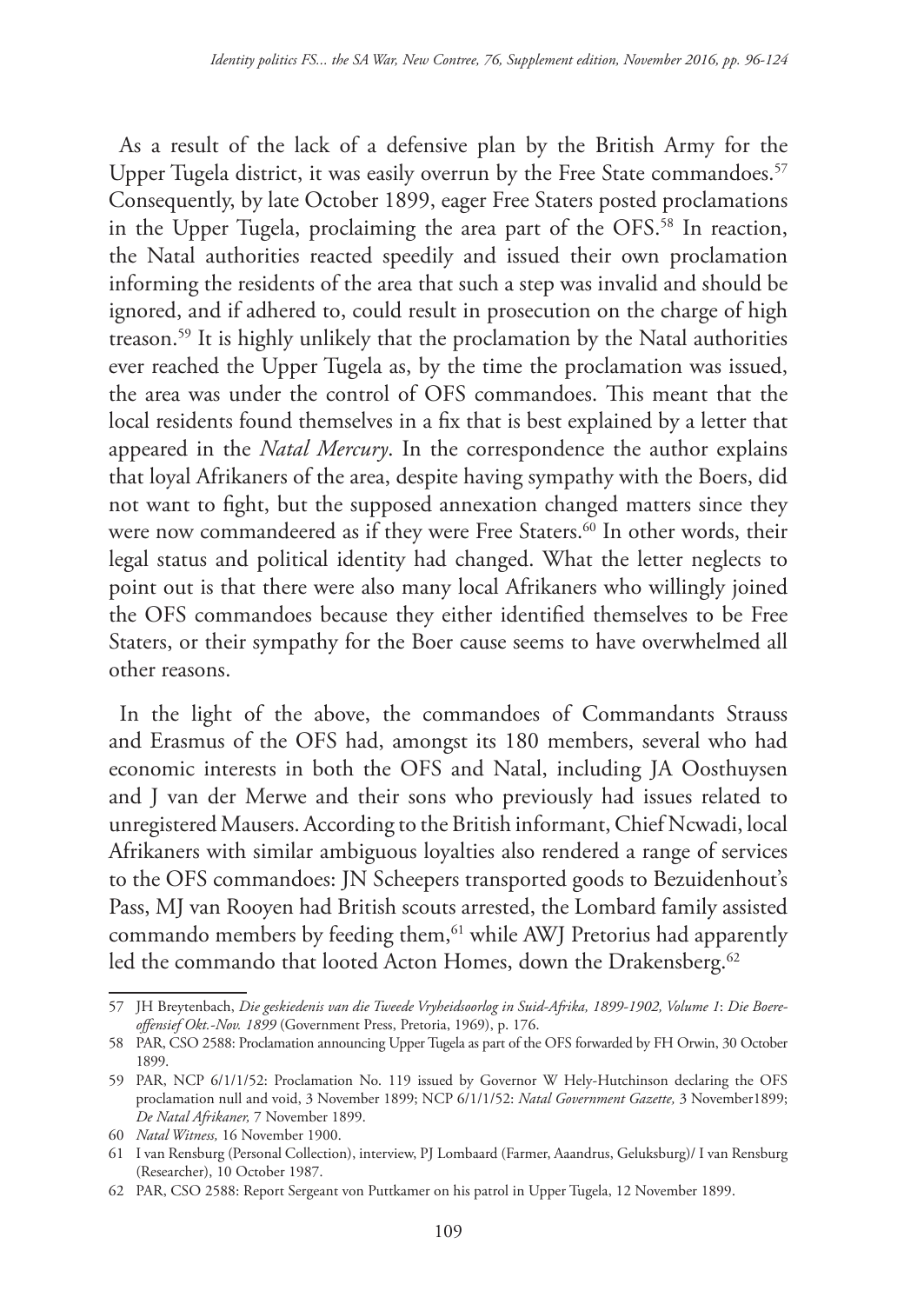As a result of the lack of a defensive plan by the British Army for the Upper Tugela district, it was easily overrun by the Free State commandoes.[57] Consequently, by late October 1899, eager Free Staters posted proclamations in the Upper Tugela, proclaiming the area part of the OFS.[58] In reaction, the Natal authorities reacted speedily and issued their own proclamation informing the residents of the area that such a step was invalid and should be ignored, and if adhered to, could result in prosecution on the charge of high treason.[59] It is highly unlikely that the proclamation by the Natal authorities ever reached the Upper Tugela as, by the time the proclamation was issued, the area was under the control of OFS commandoes. This meant that the local residents found themselves in a fix that is best explained by a letter that appeared in the *Natal Mercury*. In the correspondence the author explains that loyal Afrikaners of the area, despite having sympathy with the Boers, did not want to fight, but the supposed annexation changed matters since they were now commandeered as if they were Free Staters.[60] In other words, their legal status and political identity had changed. What the letter neglects to point out is that there were also many local Afrikaners who willingly joined the OFS commandoes because they either identified themselves to be Free Staters, or their sympathy for the Boer cause seems to have overwhelmed all other reasons.

In the light of the above, the commandoes of Commandants Strauss and Erasmus of the OFS had, amongst its 180 members, several who had economic interests in both the OFS and Natal, including JA Oosthuysen and J van der Merwe and their sons who previously had issues related to unregistered Mausers. According to the British informant, Chief Ncwadi, local Afrikaners with similar ambiguous loyalties also rendered a range of services to the OFS commandoes: JN Scheepers transported goods to Bezuidenhout's Pass, MJ van Rooyen had British scouts arrested, the Lombard family assisted commando members by feeding them,[61] while AWJ Pretorius had apparently led the commando that looted Acton Homes, down the Drakensberg.[62]

---

57 JH Breytenbach, *Die geskiedenis van die Tweede Vryheidsoorlog in Suid-Afrika, 1899-1902, Volume 1*: *Die Boere-offensief Okt.-Nov. 1899* (Government Press, Pretoria, 1969), p. 176.

58 PAR, CSO 2588: Proclamation announcing Upper Tugela as part of the OFS forwarded by FH Orwin, 30 October 1899.

59 PAR, NCP 6/1/1/52: Proclamation No. 119 issued by Governor W Hely-Hutchinson declaring the OFS proclamation null and void, 3 November 1899; NCP 6/1/1/52: *Natal Government Gazette,* 3 November1899; *De Natal Afrikaner,* 7 November 1899.

60 *Natal Witness,* 16 November 1900.

61 I van Rensburg (Personal Collection), interview, PJ Lombaard (Farmer, Aaandrus, Geluksburg)/ I van Rensburg (Researcher), 10 October 1987.

62 PAR, CSO 2588: Report Sergeant von Puttkamer on his patrol in Upper Tugela, 12 November 1899.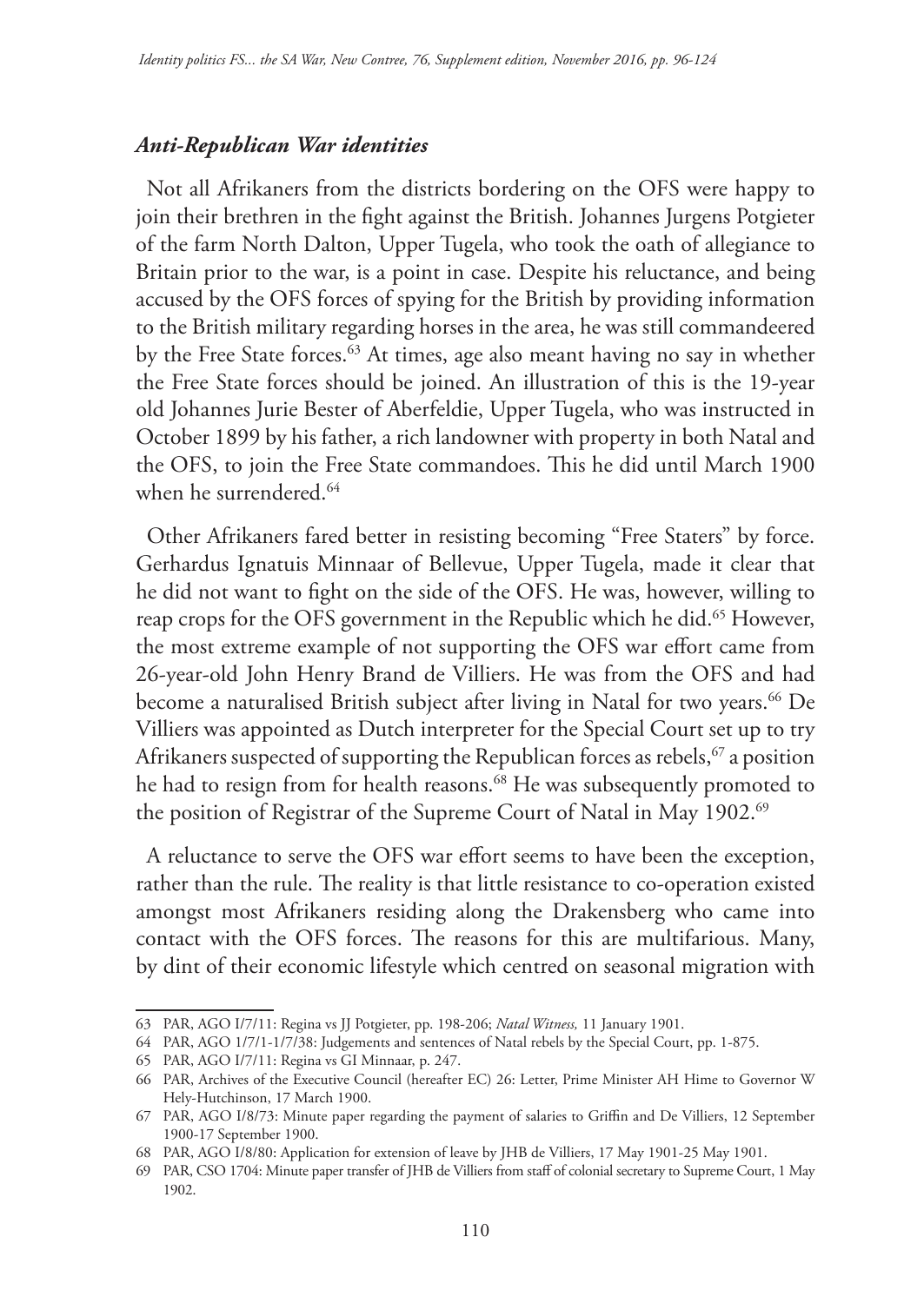### *Anti-Republican War identities*

Not all Afrikaners from the districts bordering on the OFS were happy to join their brethren in the fight against the British. Johannes Jurgens Potgieter of the farm North Dalton, Upper Tugela, who took the oath of allegiance to Britain prior to the war, is a point in case. Despite his reluctance, and being accused by the OFS forces of spying for the British by providing information to the British military regarding horses in the area, he was still commandeered by the Free State forces.[63] At times, age also meant having no say in whether the Free State forces should be joined. An illustration of this is the 19-year old Johannes Jurie Bester of Aberfeldie, Upper Tugela, who was instructed in October 1899 by his father, a rich landowner with property in both Natal and the OFS, to join the Free State commandoes. This he did until March 1900 when he surrendered.[64]

Other Afrikaners fared better in resisting becoming "Free Staters" by force. Gerhardus Ignatuis Minnaar of Bellevue, Upper Tugela, made it clear that he did not want to fight on the side of the OFS. He was, however, willing to reap crops for the OFS government in the Republic which he did.[65] However, the most extreme example of not supporting the OFS war effort came from 26-year-old John Henry Brand de Villiers. He was from the OFS and had become a naturalised British subject after living in Natal for two years.[66] De Villiers was appointed as Dutch interpreter for the Special Court set up to try Afrikaners suspected of supporting the Republican forces as rebels,[67] a position he had to resign from for health reasons.[68] He was subsequently promoted to the position of Registrar of the Supreme Court of Natal in May 1902.[69]

A reluctance to serve the OFS war effort seems to have been the exception, rather than the rule. The reality is that little resistance to co-operation existed amongst most Afrikaners residing along the Drakensberg who came into contact with the OFS forces. The reasons for this are multifarious. Many, by dint of their economic lifestyle which centred on seasonal migration with

---

63 PAR, AGO I/7/11: Regina vs JJ Potgieter, pp. 198-206; *Natal Witness,* 11 January 1901.

64 PAR, AGO 1/7/1-1/7/38: Judgements and sentences of Natal rebels by the Special Court, pp. 1-875.

65 PAR, AGO I/7/11: Regina vs GI Minnaar, p. 247.

66 PAR, Archives of the Executive Council (hereafter EC) 26: Letter, Prime Minister AH Hime to Governor W Hely-Hutchinson, 17 March 1900.

67 PAR, AGO I/8/73: Minute paper regarding the payment of salaries to Griffin and De Villiers, 12 September 1900-17 September 1900.

68 PAR, AGO I/8/80: Application for extension of leave by JHB de Villiers, 17 May 1901-25 May 1901.

69 PAR, CSO 1704: Minute paper transfer of JHB de Villiers from staff of colonial secretary to Supreme Court, 1 May 1902.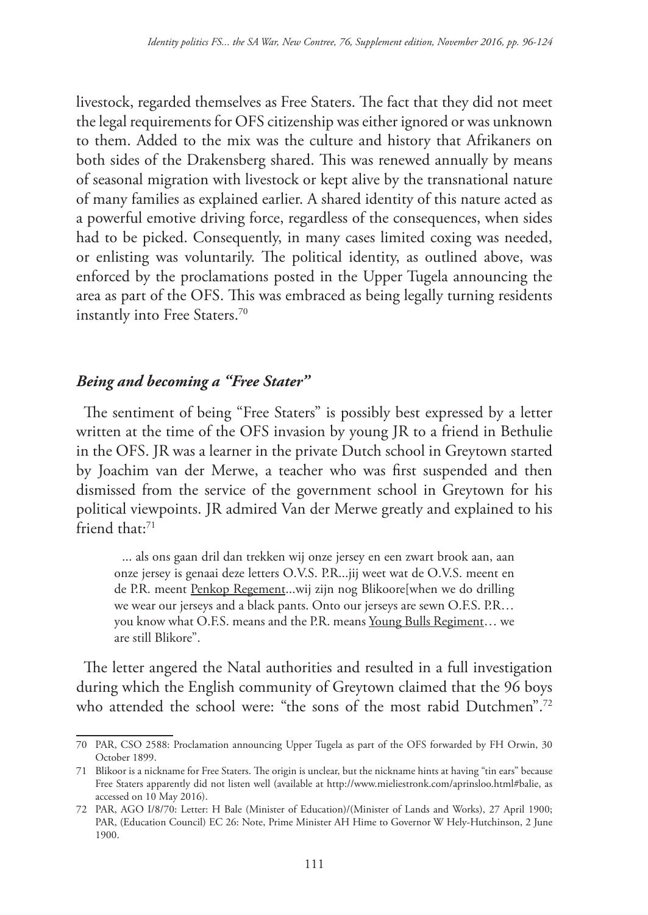livestock, regarded themselves as Free Staters. The fact that they did not meet the legal requirements for OFS citizenship was either ignored or was unknown to them. Added to the mix was the culture and history that Afrikaners on both sides of the Drakensberg shared. This was renewed annually by means of seasonal migration with livestock or kept alive by the transnational nature of many families as explained earlier. A shared identity of this nature acted as a powerful emotive driving force, regardless of the consequences, when sides had to be picked. Consequently, in many cases limited coxing was needed, or enlisting was voluntarily. The political identity, as outlined above, was enforced by the proclamations posted in the Upper Tugela announcing the area as part of the OFS. This was embraced as being legally turning residents instantly into Free Staters.[70]

### *Being and becoming a "Free Stater"*

The sentiment of being "Free Staters" is possibly best expressed by a letter written at the time of the OFS invasion by young JR to a friend in Bethulie in the OFS. JR was a learner in the private Dutch school in Greytown started by Joachim van der Merwe, a teacher who was first suspended and then dismissed from the service of the government school in Greytown for his political viewpoints. JR admired Van der Merwe greatly and explained to his friend that:[71]

> ... als ons gaan dril dan trekken wij onze jersey en een zwart brook aan, aan onze jersey is genaai deze letters O.V.S. P.R...jij weet wat de O.V.S. meent en de P.R. meent <u>Penkop Regement</u>...wij zijn nog Blikoore[when we do drilling we wear our jerseys and a black pants. Onto our jerseys are sewn O.F.S. P.R… you know what O.F.S. means and the P.R. means <u>Young Bulls Regiment</u>… we are still Blikore".

The letter angered the Natal authorities and resulted in a full investigation during which the English community of Greytown claimed that the 96 boys who attended the school were: "the sons of the most rabid Dutchmen".[72]

---

70 PAR, CSO 2588: Proclamation announcing Upper Tugela as part of the OFS forwarded by FH Orwin, 30 October 1899.

71 Blikoor is a nickname for Free Staters. The origin is unclear, but the nickname hints at having "tin ears" because Free Staters apparently did not listen well (available at http://www.mieliestronk.com/aprinsloo.html#balie, as accessed on 10 May 2016).

72 PAR, AGO I/8/70: Letter: H Bale (Minister of Education)/(Minister of Lands and Works), 27 April 1900; PAR, (Education Council) EC 26: Note, Prime Minister AH Hime to Governor W Hely-Hutchinson, 2 June 1900.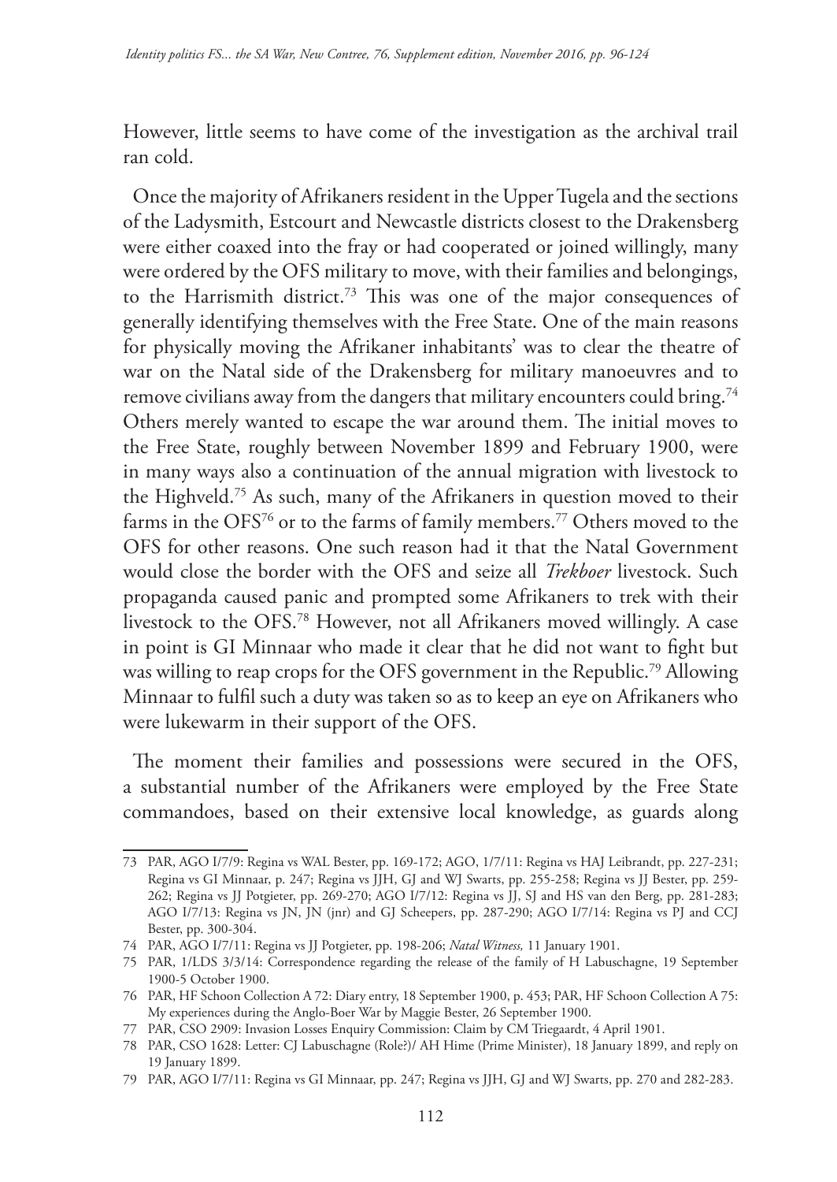However, little seems to have come of the investigation as the archival trail ran cold.

Once the majority of Afrikaners resident in the Upper Tugela and the sections of the Ladysmith, Estcourt and Newcastle districts closest to the Drakensberg were either coaxed into the fray or had cooperated or joined willingly, many were ordered by the OFS military to move, with their families and belongings, to the Harrismith district.[73] This was one of the major consequences of generally identifying themselves with the Free State. One of the main reasons for physically moving the Afrikaner inhabitants' was to clear the theatre of war on the Natal side of the Drakensberg for military manoeuvres and to remove civilians away from the dangers that military encounters could bring.[74] Others merely wanted to escape the war around them. The initial moves to the Free State, roughly between November 1899 and February 1900, were in many ways also a continuation of the annual migration with livestock to the Highveld.[75] As such, many of the Afrikaners in question moved to their farms in the OFS[76] or to the farms of family members.[77] Others moved to the OFS for other reasons. One such reason had it that the Natal Government would close the border with the OFS and seize all *Trekboer* livestock. Such propaganda caused panic and prompted some Afrikaners to trek with their livestock to the OFS.[78] However, not all Afrikaners moved willingly. A case in point is GI Minnaar who made it clear that he did not want to fight but was willing to reap crops for the OFS government in the Republic.[79] Allowing Minnaar to fulfil such a duty was taken so as to keep an eye on Afrikaners who were lukewarm in their support of the OFS.

The moment their families and possessions were secured in the OFS, a substantial number of the Afrikaners were employed by the Free State commandoes, based on their extensive local knowledge, as guards along

---

73 PAR, AGO I/7/9: Regina vs WAL Bester, pp. 169-172; AGO, 1/7/11: Regina vs HAJ Leibrandt, pp. 227-231; Regina vs GI Minnaar, p. 247; Regina vs JJH, GJ and WJ Swarts, pp. 255-258; Regina vs JJ Bester, pp. 259-262; Regina vs JJ Potgieter, pp. 269-270; AGO I/7/12: Regina vs JJ, SJ and HS van den Berg, pp. 281-283; AGO I/7/13: Regina vs JN, JN (jnr) and GJ Scheepers, pp. 287-290; AGO I/7/14: Regina vs PJ and CCJ Bester, pp. 300-304.

74 PAR, AGO I/7/11: Regina vs JJ Potgieter, pp. 198-206; *Natal Witness,* 11 January 1901.

75 PAR, 1/LDS 3/3/14: Correspondence regarding the release of the family of H Labuschagne, 19 September 1900-5 October 1900.

76 PAR, HF Schoon Collection A 72: Diary entry, 18 September 1900, p. 453; PAR, HF Schoon Collection A 75: My experiences during the Anglo-Boer War by Maggie Bester, 26 September 1900.

77 PAR, CSO 2909: Invasion Losses Enquiry Commission: Claim by CM Triegaardt, 4 April 1901.

78 PAR, CSO 1628: Letter: CJ Labuschagne (Role?)/ AH Hime (Prime Minister), 18 January 1899, and reply on 19 January 1899.

79 PAR, AGO I/7/11: Regina vs GI Minnaar, pp. 247; Regina vs JJH, GJ and WJ Swarts, pp. 270 and 282-283.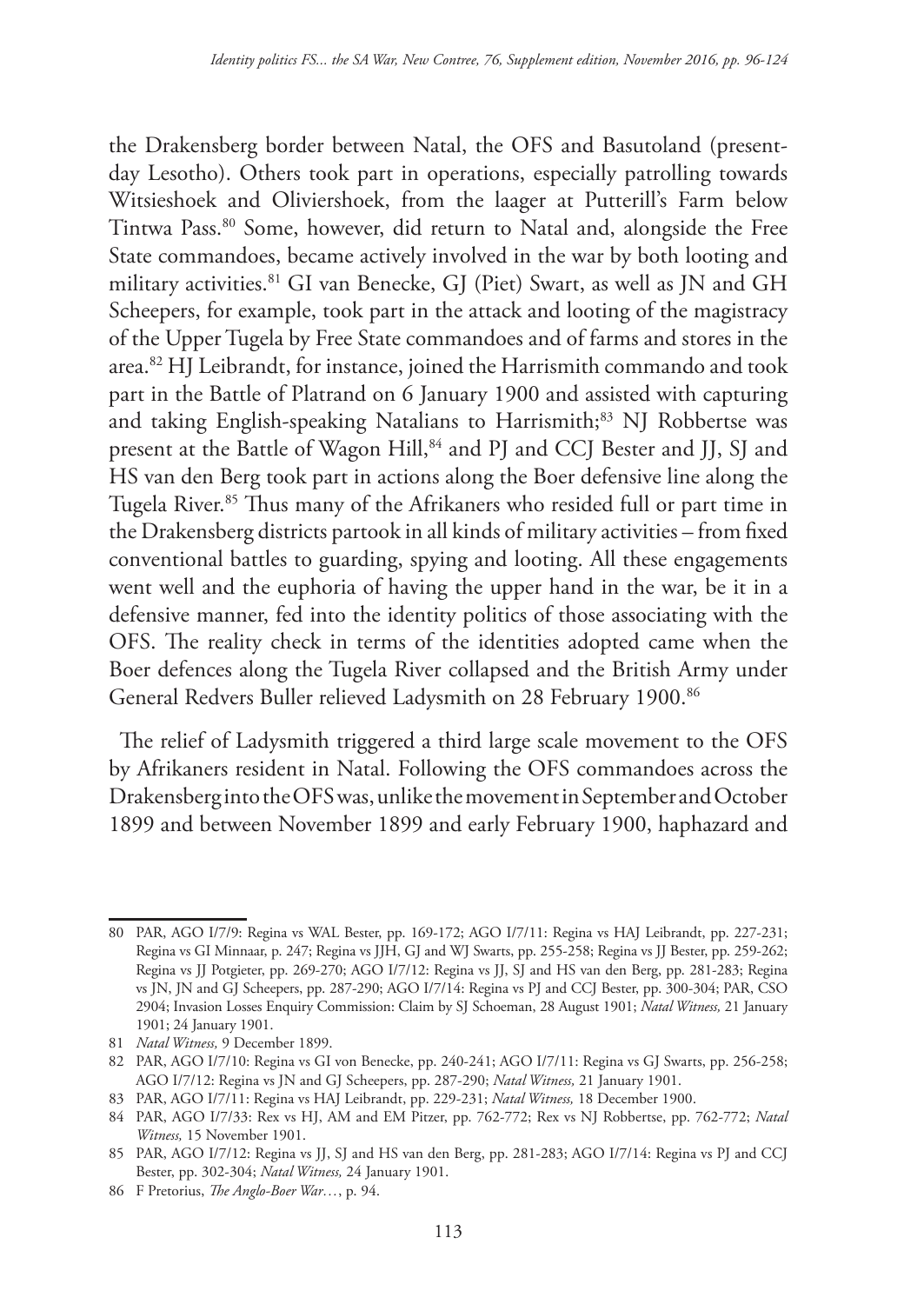the Drakensberg border between Natal, the OFS and Basutoland (present-day Lesotho). Others took part in operations, especially patrolling towards Witsieshoek and Oliviershoek, from the laager at Putterill's Farm below Tintwa Pass.[80] Some, however, did return to Natal and, alongside the Free State commandoes, became actively involved in the war by both looting and military activities.[81] GI van Benecke, GJ (Piet) Swart, as well as JN and GH Scheepers, for example, took part in the attack and looting of the magistracy of the Upper Tugela by Free State commandoes and of farms and stores in the area.[82] HJ Leibrandt, for instance, joined the Harrismith commando and took part in the Battle of Platrand on 6 January 1900 and assisted with capturing and taking English-speaking Natalians to Harrismith;[83] NJ Robbertse was present at the Battle of Wagon Hill,[84] and PJ and CCJ Bester and JJ, SJ and HS van den Berg took part in actions along the Boer defensive line along the Tugela River.[85] Thus many of the Afrikaners who resided full or part time in the Drakensberg districts partook in all kinds of military activities – from fixed conventional battles to guarding, spying and looting. All these engagements went well and the euphoria of having the upper hand in the war, be it in a defensive manner, fed into the identity politics of those associating with the OFS. The reality check in terms of the identities adopted came when the Boer defences along the Tugela River collapsed and the British Army under General Redvers Buller relieved Ladysmith on 28 February 1900.[86]

The relief of Ladysmith triggered a third large scale movement to the OFS by Afrikaners resident in Natal. Following the OFS commandoes across the Drakensberg into the OFS was, unlike the movement in September and October 1899 and between November 1899 and early February 1900, haphazard and

---

80 PAR, AGO I/7/9: Regina vs WAL Bester, pp. 169-172; AGO I/7/11: Regina vs HAJ Leibrandt, pp. 227-231; Regina vs GI Minnaar, p. 247; Regina vs JJH, GJ and WJ Swarts, pp. 255-258; Regina vs JJ Bester, pp. 259-262; Regina vs JJ Potgieter, pp. 269-270; AGO I/7/12: Regina vs JJ, SJ and HS van den Berg, pp. 281-283; Regina vs JN, JN and GJ Scheepers, pp. 287-290; AGO I/7/14: Regina vs PJ and CCJ Bester, pp. 300-304; PAR, CSO 2904; Invasion Losses Enquiry Commission: Claim by SJ Schoeman, 28 August 1901; *Natal Witness,* 21 January 1901; 24 January 1901.

81 *Natal Witness,* 9 December 1899.

82 PAR, AGO I/7/10: Regina vs GI von Benecke, pp. 240-241; AGO I/7/11: Regina vs GJ Swarts, pp. 256-258; AGO I/7/12: Regina vs JN and GJ Scheepers, pp. 287-290; *Natal Witness,* 21 January 1901.

83 PAR, AGO I/7/11: Regina vs HAJ Leibrandt, pp. 229-231; *Natal Witness,* 18 December 1900.

84 PAR, AGO I/7/33: Rex vs HJ, AM and EM Pitzer, pp. 762-772; Rex vs NJ Robbertse, pp. 762-772; *Natal Witness,* 15 November 1901.

85 PAR, AGO I/7/12: Regina vs JJ, SJ and HS van den Berg, pp. 281-283; AGO I/7/14: Regina vs PJ and CCJ Bester, pp. 302-304; *Natal Witness,* 24 January 1901.

86 F Pretorius, *The Anglo-Boer War…*, p. 94.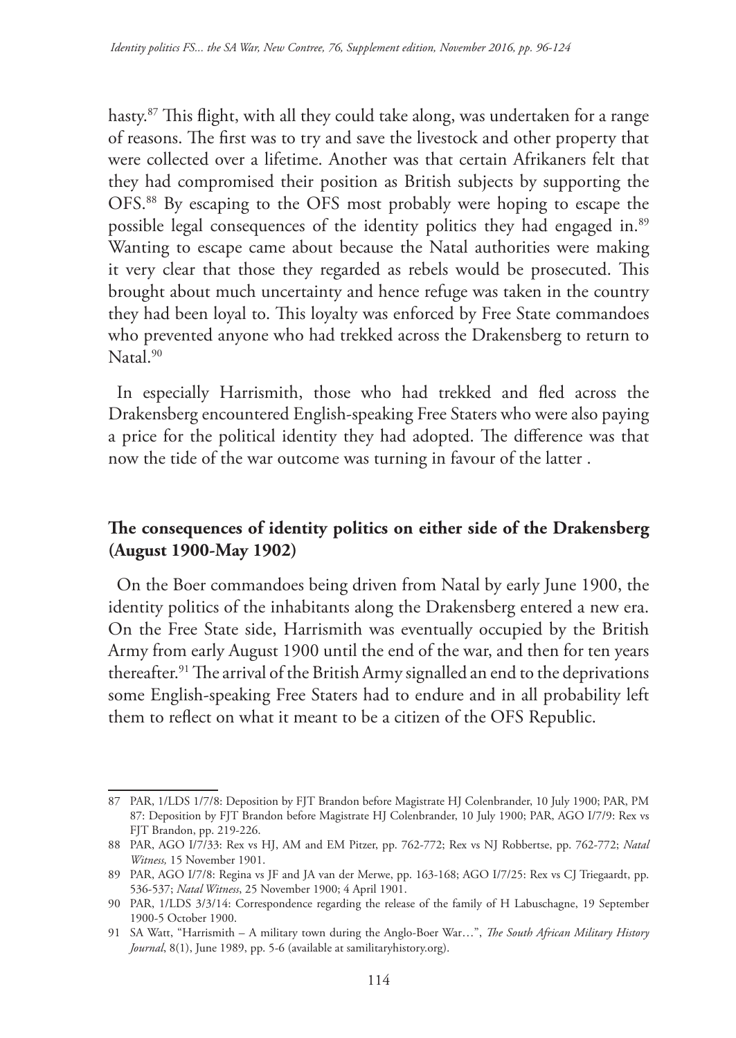hasty.[87] This flight, with all they could take along, was undertaken for a range of reasons. The first was to try and save the livestock and other property that were collected over a lifetime. Another was that certain Afrikaners felt that they had compromised their position as British subjects by supporting the OFS.[88] By escaping to the OFS most probably were hoping to escape the possible legal consequences of the identity politics they had engaged in.[89] Wanting to escape came about because the Natal authorities were making it very clear that those they regarded as rebels would be prosecuted. This brought about much uncertainty and hence refuge was taken in the country they had been loyal to. This loyalty was enforced by Free State commandoes who prevented anyone who had trekked across the Drakensberg to return to Natal.[90]

In especially Harrismith, those who had trekked and fled across the Drakensberg encountered English-speaking Free Staters who were also paying a price for the political identity they had adopted. The difference was that now the tide of the war outcome was turning in favour of the latter .

## The consequences of identity politics on either side of the Drakensberg (August 1900-May 1902)

On the Boer commandoes being driven from Natal by early June 1900, the identity politics of the inhabitants along the Drakensberg entered a new era. On the Free State side, Harrismith was eventually occupied by the British Army from early August 1900 until the end of the war, and then for ten years thereafter.[91] The arrival of the British Army signalled an end to the deprivations some English-speaking Free Staters had to endure and in all probability left them to reflect on what it meant to be a citizen of the OFS Republic.

---

87 PAR, 1/LDS 1/7/8: Deposition by FJT Brandon before Magistrate HJ Colenbrander, 10 July 1900; PAR, PM 87: Deposition by FJT Brandon before Magistrate HJ Colenbrander, 10 July 1900; PAR, AGO I/7/9: Rex vs FJT Brandon, pp. 219-226.

88 PAR, AGO I/7/33: Rex vs HJ, AM and EM Pitzer, pp. 762-772; Rex vs NJ Robbertse, pp. 762-772; *Natal Witness,* 15 November 1901.

89 PAR, AGO I/7/8: Regina vs JF and JA van der Merwe, pp. 163-168; AGO I/7/25: Rex vs CJ Triegaardt, pp. 536-537; *Natal Witness*, 25 November 1900; 4 April 1901.

90 PAR, 1/LDS 3/3/14: Correspondence regarding the release of the family of H Labuschagne, 19 September 1900-5 October 1900.

91 SA Watt, "Harrismith – A military town during the Anglo-Boer War…", *The South African Military History Journal*, 8(1), June 1989, pp. 5-6 (available at samilitaryhistory.org).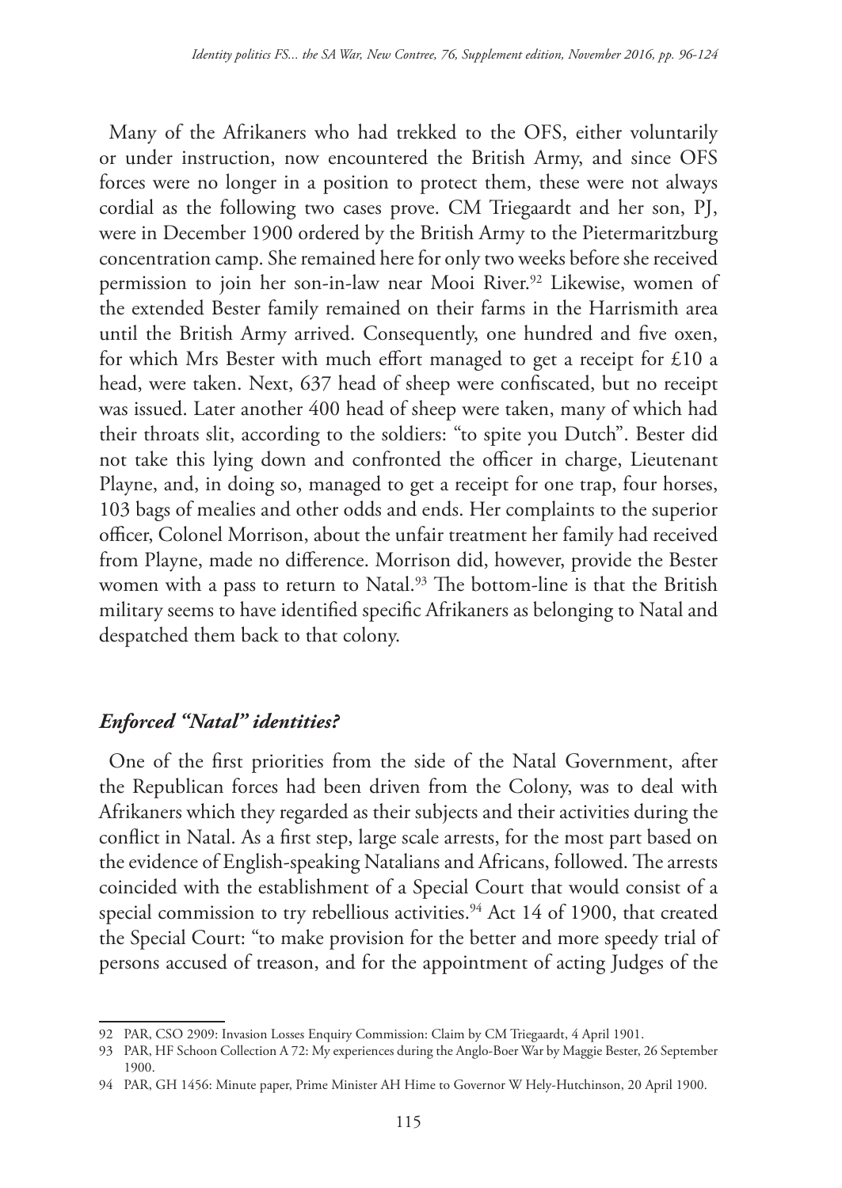Many of the Afrikaners who had trekked to the OFS, either voluntarily or under instruction, now encountered the British Army, and since OFS forces were no longer in a position to protect them, these were not always cordial as the following two cases prove. CM Triegaardt and her son, PJ, were in December 1900 ordered by the British Army to the Pietermaritzburg concentration camp. She remained here for only two weeks before she received permission to join her son-in-law near Mooi River.[92] Likewise, women of the extended Bester family remained on their farms in the Harrismith area until the British Army arrived. Consequently, one hundred and five oxen, for which Mrs Bester with much effort managed to get a receipt for £10 a head, were taken. Next, 637 head of sheep were confiscated, but no receipt was issued. Later another 400 head of sheep were taken, many of which had their throats slit, according to the soldiers: "to spite you Dutch". Bester did not take this lying down and confronted the officer in charge, Lieutenant Playne, and, in doing so, managed to get a receipt for one trap, four horses, 103 bags of mealies and other odds and ends. Her complaints to the superior officer, Colonel Morrison, about the unfair treatment her family had received from Playne, made no difference. Morrison did, however, provide the Bester women with a pass to return to Natal.[93] The bottom-line is that the British military seems to have identified specific Afrikaners as belonging to Natal and despatched them back to that colony.

### *Enforced "Natal" identities?*

One of the first priorities from the side of the Natal Government, after the Republican forces had been driven from the Colony, was to deal with Afrikaners which they regarded as their subjects and their activities during the conflict in Natal. As a first step, large scale arrests, for the most part based on the evidence of English-speaking Natalians and Africans, followed. The arrests coincided with the establishment of a Special Court that would consist of a special commission to try rebellious activities.[94] Act 14 of 1900, that created the Special Court: "to make provision for the better and more speedy trial of persons accused of treason, and for the appointment of acting Judges of the

---

92 PAR, CSO 2909: Invasion Losses Enquiry Commission: Claim by CM Triegaardt, 4 April 1901.

93 PAR, HF Schoon Collection A 72: My experiences during the Anglo-Boer War by Maggie Bester, 26 September 1900.

94 PAR, GH 1456: Minute paper, Prime Minister AH Hime to Governor W Hely-Hutchinson, 20 April 1900.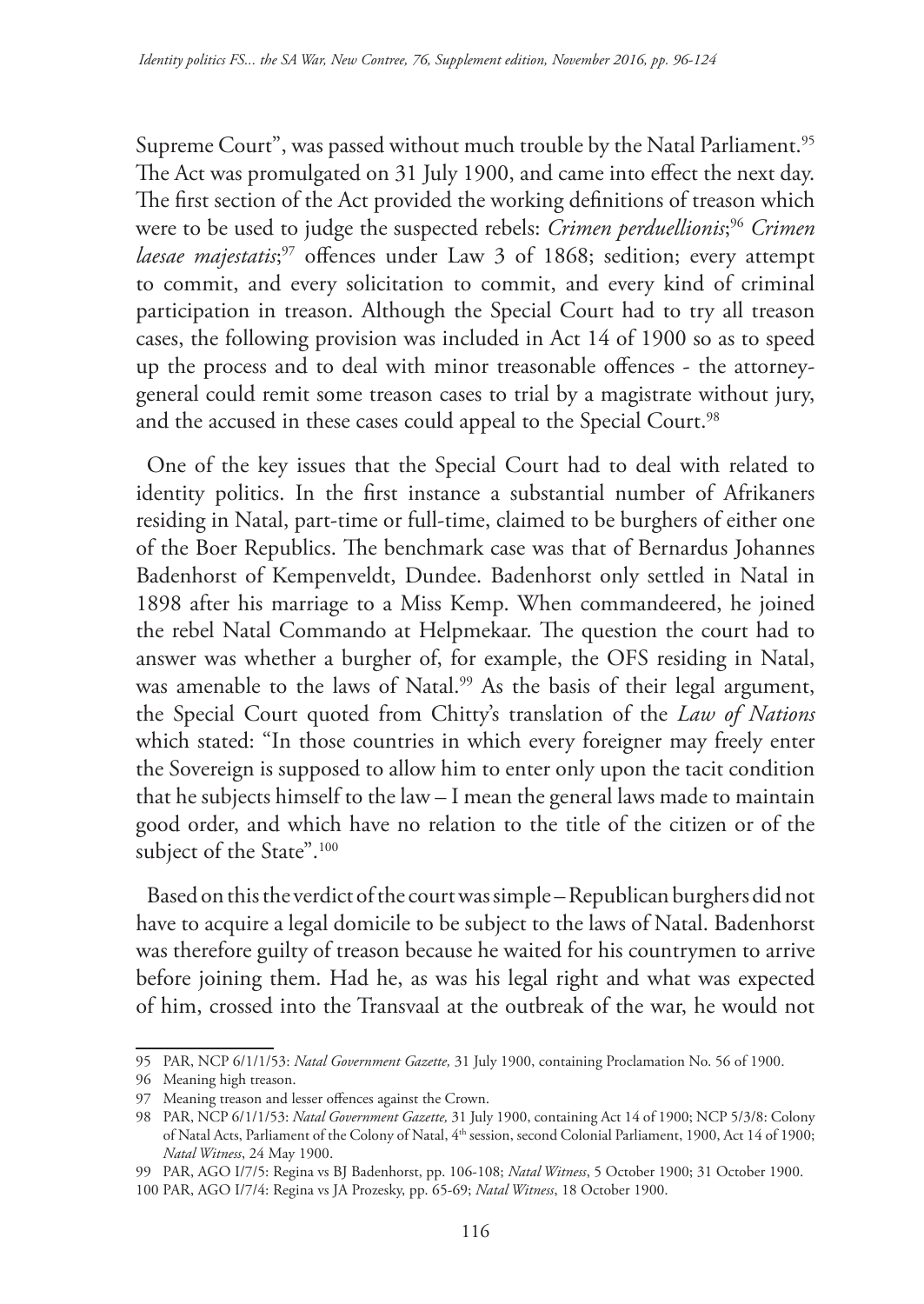Supreme Court", was passed without much trouble by the Natal Parliament.[95] The Act was promulgated on 31 July 1900, and came into effect the next day. The first section of the Act provided the working definitions of treason which were to be used to judge the suspected rebels: *Crimen perduellionis*;[96] *Crimen laesae majestatis*;[97] offences under Law 3 of 1868; sedition; every attempt to commit, and every solicitation to commit, and every kind of criminal participation in treason. Although the Special Court had to try all treason cases, the following provision was included in Act 14 of 1900 so as to speed up the process and to deal with minor treasonable offences - the attorney-general could remit some treason cases to trial by a magistrate without jury, and the accused in these cases could appeal to the Special Court.[98]

One of the key issues that the Special Court had to deal with related to identity politics. In the first instance a substantial number of Afrikaners residing in Natal, part-time or full-time, claimed to be burghers of either one of the Boer Republics. The benchmark case was that of Bernardus Johannes Badenhorst of Kempenveldt, Dundee. Badenhorst only settled in Natal in 1898 after his marriage to a Miss Kemp. When commandeered, he joined the rebel Natal Commando at Helpmekaar. The question the court had to answer was whether a burgher of, for example, the OFS residing in Natal, was amenable to the laws of Natal.[99] As the basis of their legal argument, the Special Court quoted from Chitty's translation of the *Law of Nations* which stated: "In those countries in which every foreigner may freely enter the Sovereign is supposed to allow him to enter only upon the tacit condition that he subjects himself to the law – I mean the general laws made to maintain good order, and which have no relation to the title of the citizen or of the subject of the State".[100]

Based on this the verdict of the court was simple – Republican burghers did not have to acquire a legal domicile to be subject to the laws of Natal. Badenhorst was therefore guilty of treason because he waited for his countrymen to arrive before joining them. Had he, as was his legal right and what was expected of him, crossed into the Transvaal at the outbreak of the war, he would not

---

95 PAR, NCP 6/1/1/53: *Natal Government Gazette,* 31 July 1900, containing Proclamation No. 56 of 1900.

96 Meaning high treason.

97 Meaning treason and lesser offences against the Crown.

98 PAR, NCP 6/1/1/53: *Natal Government Gazette,* 31 July 1900, containing Act 14 of 1900; NCP 5/3/8: Colony of Natal Acts, Parliament of the Colony of Natal, 4th session, second Colonial Parliament, 1900, Act 14 of 1900; *Natal Witness*, 24 May 1900.

99 PAR, AGO I/7/5: Regina vs BJ Badenhorst, pp. 106-108; *Natal Witness*, 5 October 1900; 31 October 1900.

100 PAR, AGO I/7/4: Regina vs JA Prozesky, pp. 65-69; *Natal Witness*, 18 October 1900.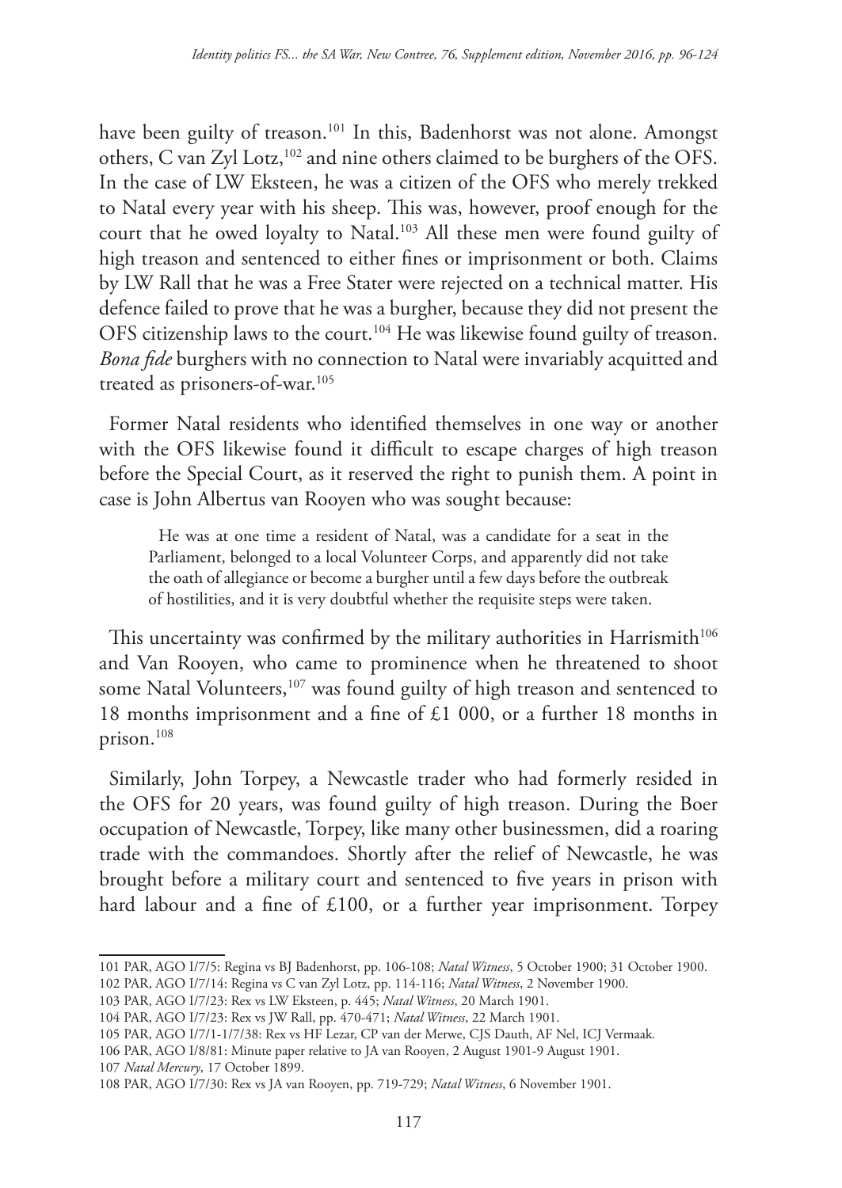have been guilty of treason.[101] In this, Badenhorst was not alone. Amongst others, C van Zyl Lotz,[102] and nine others claimed to be burghers of the OFS. In the case of LW Eksteen, he was a citizen of the OFS who merely trekked to Natal every year with his sheep. This was, however, proof enough for the court that he owed loyalty to Natal.[103] All these men were found guilty of high treason and sentenced to either fines or imprisonment or both. Claims by LW Rall that he was a Free Stater were rejected on a technical matter. His defence failed to prove that he was a burgher, because they did not present the OFS citizenship laws to the court.[104] He was likewise found guilty of treason. *Bona fide* burghers with no connection to Natal were invariably acquitted and treated as prisoners-of-war.[105]

Former Natal residents who identified themselves in one way or another with the OFS likewise found it difficult to escape charges of high treason before the Special Court, as it reserved the right to punish them. A point in case is John Albertus van Rooyen who was sought because:

> He was at one time a resident of Natal, was a candidate for a seat in the Parliament, belonged to a local Volunteer Corps, and apparently did not take the oath of allegiance or become a burgher until a few days before the outbreak of hostilities, and it is very doubtful whether the requisite steps were taken.

This uncertainty was confirmed by the military authorities in Harrismith[106] and Van Rooyen, who came to prominence when he threatened to shoot some Natal Volunteers,[107] was found guilty of high treason and sentenced to 18 months imprisonment and a fine of £1 000, or a further 18 months in prison.[108]

Similarly, John Torpey, a Newcastle trader who had formerly resided in the OFS for 20 years, was found guilty of high treason. During the Boer occupation of Newcastle, Torpey, like many other businessmen, did a roaring trade with the commandoes. Shortly after the relief of Newcastle, he was brought before a military court and sentenced to five years in prison with hard labour and a fine of £100, or a further year imprisonment. Torpey

---

101 PAR, AGO I/7/5: Regina vs BJ Badenhorst, pp. 106-108; *Natal Witness*, 5 October 1900; 31 October 1900.

102 PAR, AGO I/7/14: Regina vs C van Zyl Lotz, pp. 114-116; *Natal Witness*, 2 November 1900.

103 PAR, AGO I/7/23: Rex vs LW Eksteen, p. 445; *Natal Witness*, 20 March 1901.

104 PAR, AGO I/7/23: Rex vs JW Rall, pp. 470-471; *Natal Witness*, 22 March 1901.

105 PAR, AGO I/7/1-1/7/38: Rex vs HF Lezar, CP van der Merwe, CJS Dauth, AF Nel, ICJ Vermaak.

106 PAR, AGO I/8/81: Minute paper relative to JA van Rooyen, 2 August 1901-9 August 1901.

107 *Natal Mercury*, 17 October 1899.

108 PAR, AGO I/7/30: Rex vs JA van Rooyen, pp. 719-729; *Natal Witness*, 6 November 1901.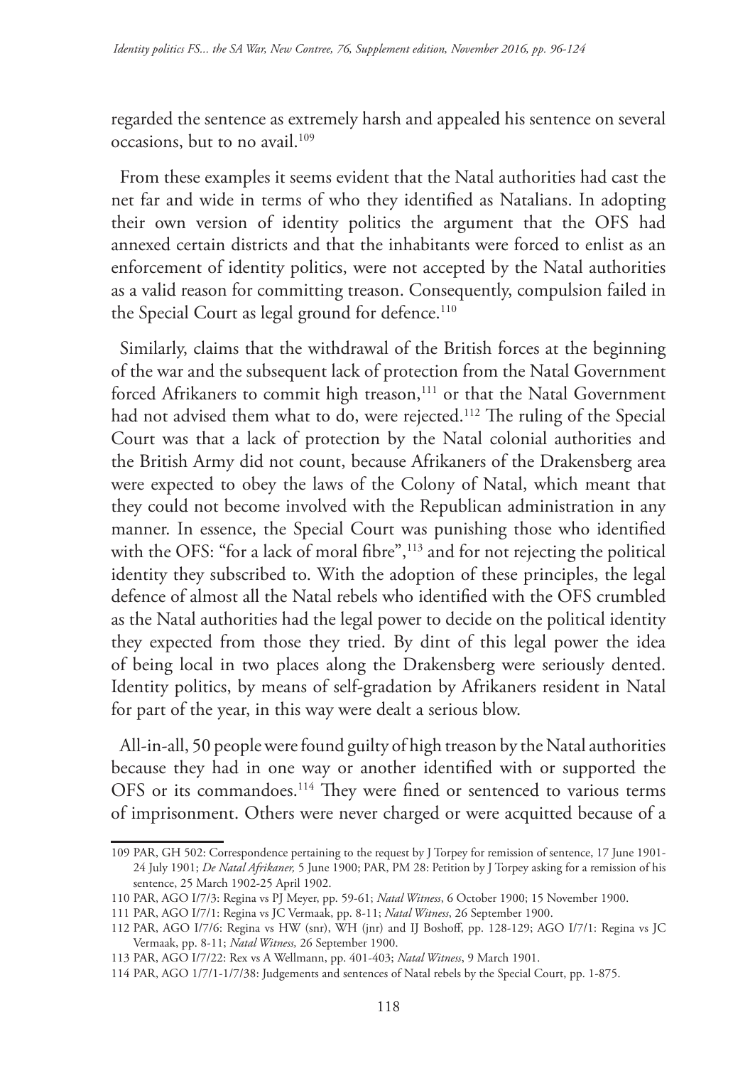regarded the sentence as extremely harsh and appealed his sentence on several occasions, but to no avail.[109]

From these examples it seems evident that the Natal authorities had cast the net far and wide in terms of who they identified as Natalians. In adopting their own version of identity politics the argument that the OFS had annexed certain districts and that the inhabitants were forced to enlist as an enforcement of identity politics, were not accepted by the Natal authorities as a valid reason for committing treason. Consequently, compulsion failed in the Special Court as legal ground for defence.[110]

Similarly, claims that the withdrawal of the British forces at the beginning of the war and the subsequent lack of protection from the Natal Government forced Afrikaners to commit high treason,[111] or that the Natal Government had not advised them what to do, were rejected.[112] The ruling of the Special Court was that a lack of protection by the Natal colonial authorities and the British Army did not count, because Afrikaners of the Drakensberg area were expected to obey the laws of the Colony of Natal, which meant that they could not become involved with the Republican administration in any manner. In essence, the Special Court was punishing those who identified with the OFS: "for a lack of moral fibre",[113] and for not rejecting the political identity they subscribed to. With the adoption of these principles, the legal defence of almost all the Natal rebels who identified with the OFS crumbled as the Natal authorities had the legal power to decide on the political identity they expected from those they tried. By dint of this legal power the idea of being local in two places along the Drakensberg were seriously dented. Identity politics, by means of self-gradation by Afrikaners resident in Natal for part of the year, in this way were dealt a serious blow.

All-in-all, 50 people were found guilty of high treason by the Natal authorities because they had in one way or another identified with or supported the OFS or its commandoes.[114] They were fined or sentenced to various terms of imprisonment. Others were never charged or were acquitted because of a

---

109 PAR, GH 502: Correspondence pertaining to the request by J Torpey for remission of sentence, 17 June 1901-24 July 1901; *De Natal Afrikaner,* 5 June 1900; PAR, PM 28: Petition by J Torpey asking for a remission of his sentence, 25 March 1902-25 April 1902.

110 PAR, AGO I/7/3: Regina vs PJ Meyer, pp. 59-61; *Natal Witness*, 6 October 1900; 15 November 1900.

111 PAR, AGO I/7/1: Regina vs JC Vermaak, pp. 8-11; *Natal Witness*, 26 September 1900.

112 PAR, AGO I/7/6: Regina vs HW (snr), WH (jnr) and IJ Boshoff, pp. 128-129; AGO I/7/1: Regina vs JC Vermaak, pp. 8-11; *Natal Witness,* 26 September 1900.

113 PAR, AGO I/7/22: Rex vs A Wellmann, pp. 401-403; *Natal Witness*, 9 March 1901.

114 PAR, AGO 1/7/1-1/7/38: Judgements and sentences of Natal rebels by the Special Court, pp. 1-875.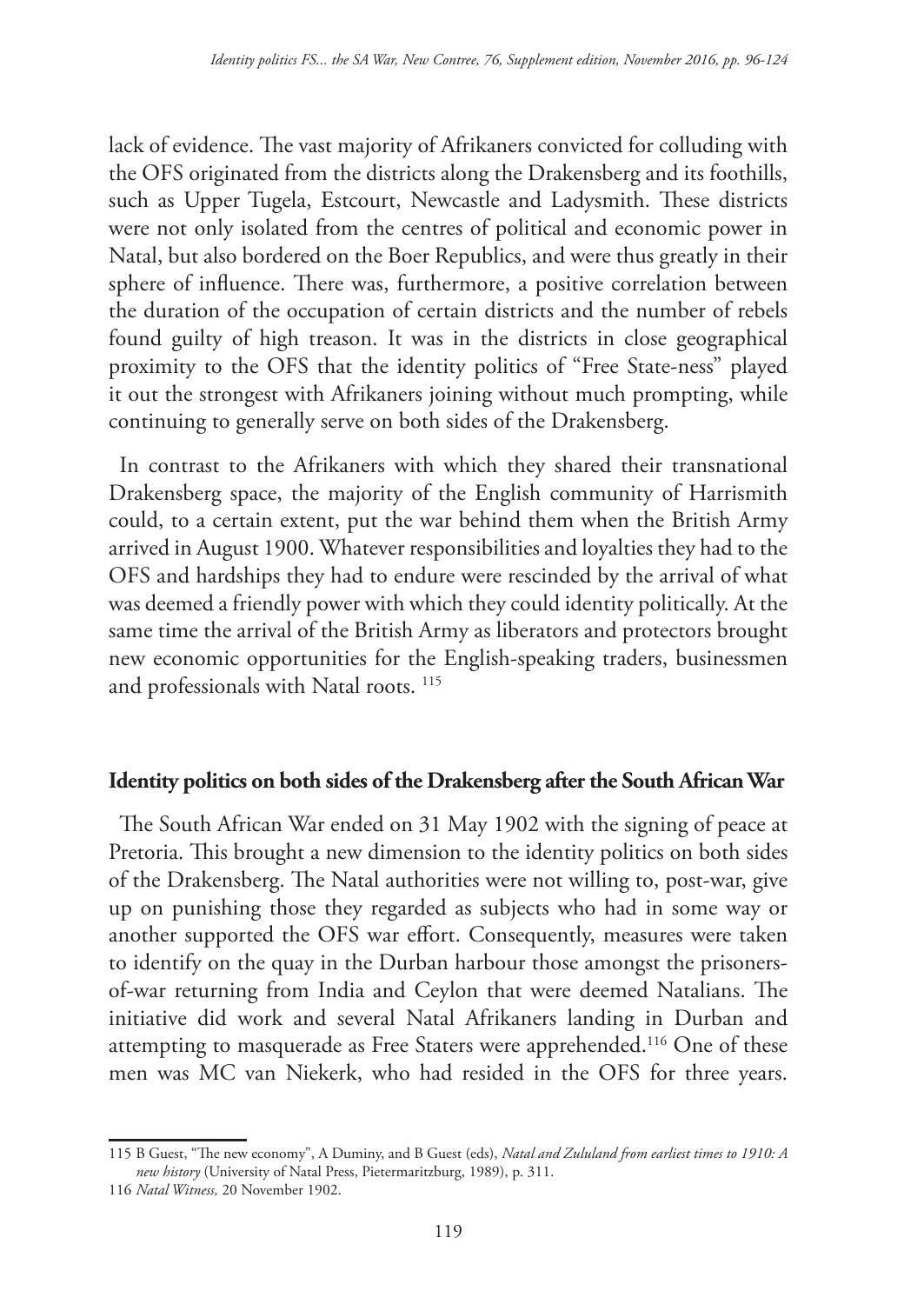lack of evidence. The vast majority of Afrikaners convicted for colluding with the OFS originated from the districts along the Drakensberg and its foothills, such as Upper Tugela, Estcourt, Newcastle and Ladysmith. These districts were not only isolated from the centres of political and economic power in Natal, but also bordered on the Boer Republics, and were thus greatly in their sphere of influence. There was, furthermore, a positive correlation between the duration of the occupation of certain districts and the number of rebels found guilty of high treason. It was in the districts in close geographical proximity to the OFS that the identity politics of "Free State-ness" played it out the strongest with Afrikaners joining without much prompting, while continuing to generally serve on both sides of the Drakensberg.

In contrast to the Afrikaners with which they shared their transnational Drakensberg space, the majority of the English community of Harrismith could, to a certain extent, put the war behind them when the British Army arrived in August 1900. Whatever responsibilities and loyalties they had to the OFS and hardships they had to endure were rescinded by the arrival of what was deemed a friendly power with which they could identity politically. At the same time the arrival of the British Army as liberators and protectors brought new economic opportunities for the English-speaking traders, businessmen and professionals with Natal roots. [115]

## Identity politics on both sides of the Drakensberg after the South African War

The South African War ended on 31 May 1902 with the signing of peace at Pretoria. This brought a new dimension to the identity politics on both sides of the Drakensberg. The Natal authorities were not willing to, post-war, give up on punishing those they regarded as subjects who had in some way or another supported the OFS war effort. Consequently, measures were taken to identify on the quay in the Durban harbour those amongst the prisoners-of-war returning from India and Ceylon that were deemed Natalians. The initiative did work and several Natal Afrikaners landing in Durban and attempting to masquerade as Free Staters were apprehended.[116] One of these men was MC van Niekerk, who had resided in the OFS for three years.

---

115 B Guest, "The new economy", A Duminy, and B Guest (eds), *Natal and Zululand from earliest times to 1910: A new history* (University of Natal Press, Pietermaritzburg, 1989), p. 311.

116 *Natal Witness,* 20 November 1902.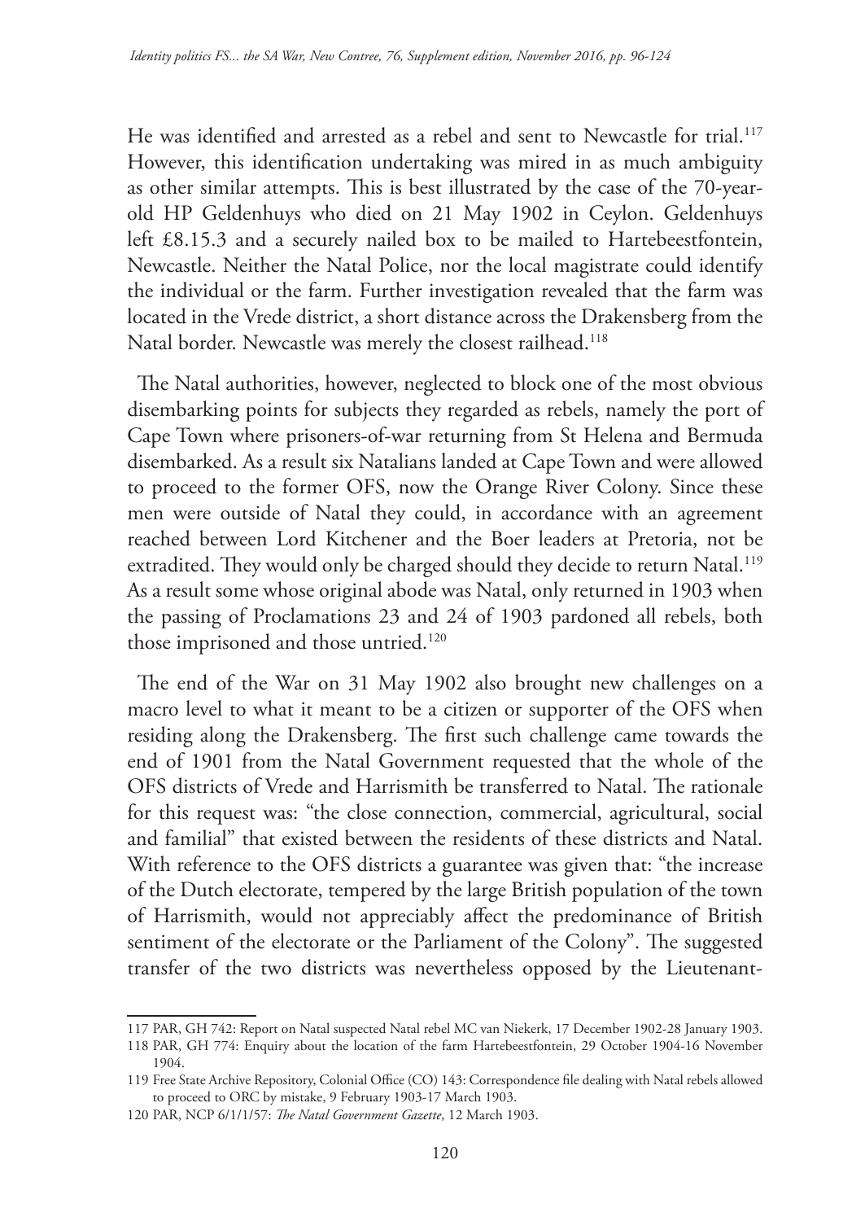He was identified and arrested as a rebel and sent to Newcastle for trial.[117] However, this identification undertaking was mired in as much ambiguity as other similar attempts. This is best illustrated by the case of the 70-year-old HP Geldenhuys who died on 21 May 1902 in Ceylon. Geldenhuys left £8.15.3 and a securely nailed box to be mailed to Hartebeestfontein, Newcastle. Neither the Natal Police, nor the local magistrate could identify the individual or the farm. Further investigation revealed that the farm was located in the Vrede district, a short distance across the Drakensberg from the Natal border. Newcastle was merely the closest railhead.[118]

The Natal authorities, however, neglected to block one of the most obvious disembarking points for subjects they regarded as rebels, namely the port of Cape Town where prisoners-of-war returning from St Helena and Bermuda disembarked. As a result six Natalians landed at Cape Town and were allowed to proceed to the former OFS, now the Orange River Colony. Since these men were outside of Natal they could, in accordance with an agreement reached between Lord Kitchener and the Boer leaders at Pretoria, not be extradited. They would only be charged should they decide to return Natal.[119] As a result some whose original abode was Natal, only returned in 1903 when the passing of Proclamations 23 and 24 of 1903 pardoned all rebels, both those imprisoned and those untried.[120]

The end of the War on 31 May 1902 also brought new challenges on a macro level to what it meant to be a citizen or supporter of the OFS when residing along the Drakensberg. The first such challenge came towards the end of 1901 from the Natal Government requested that the whole of the OFS districts of Vrede and Harrismith be transferred to Natal. The rationale for this request was: "the close connection, commercial, agricultural, social and familial" that existed between the residents of these districts and Natal. With reference to the OFS districts a guarantee was given that: "the increase of the Dutch electorate, tempered by the large British population of the town of Harrismith, would not appreciably affect the predominance of British sentiment of the electorate or the Parliament of the Colony". The suggested transfer of the two districts was nevertheless opposed by the Lieutenant-

---

117 PAR, GH 742: Report on Natal suspected Natal rebel MC van Niekerk, 17 December 1902-28 January 1903.

118 PAR, GH 774: Enquiry about the location of the farm Hartebeestfontein, 29 October 1904-16 November 1904.

119 Free State Archive Repository, Colonial Office (CO) 143: Correspondence file dealing with Natal rebels allowed to proceed to ORC by mistake, 9 February 1903-17 March 1903.

120 PAR, NCP 6/1/1/57: *The Natal Government Gazette*, 12 March 1903.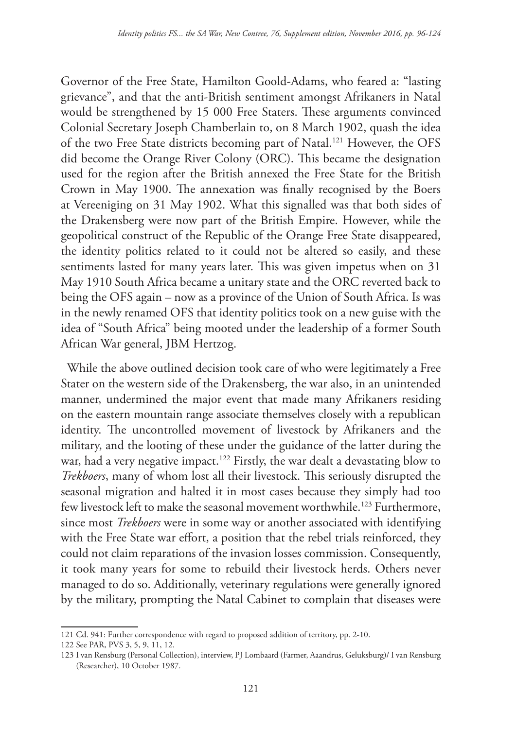Governor of the Free State, Hamilton Goold-Adams, who feared a: "lasting grievance", and that the anti-British sentiment amongst Afrikaners in Natal would be strengthened by 15 000 Free Staters. These arguments convinced Colonial Secretary Joseph Chamberlain to, on 8 March 1902, quash the idea of the two Free State districts becoming part of Natal.[121] However, the OFS did become the Orange River Colony (ORC). This became the designation used for the region after the British annexed the Free State for the British Crown in May 1900. The annexation was finally recognised by the Boers at Vereeniging on 31 May 1902. What this signalled was that both sides of the Drakensberg were now part of the British Empire. However, while the geopolitical construct of the Republic of the Orange Free State disappeared, the identity politics related to it could not be altered so easily, and these sentiments lasted for many years later. This was given impetus when on 31 May 1910 South Africa became a unitary state and the ORC reverted back to being the OFS again – now as a province of the Union of South Africa. Is was in the newly renamed OFS that identity politics took on a new guise with the idea of "South Africa" being mooted under the leadership of a former South African War general, JBM Hertzog.

While the above outlined decision took care of who were legitimately a Free Stater on the western side of the Drakensberg, the war also, in an unintended manner, undermined the major event that made many Afrikaners residing on the eastern mountain range associate themselves closely with a republican identity. The uncontrolled movement of livestock by Afrikaners and the military, and the looting of these under the guidance of the latter during the war, had a very negative impact.[122] Firstly, the war dealt a devastating blow to *Trekboers*, many of whom lost all their livestock. This seriously disrupted the seasonal migration and halted it in most cases because they simply had too few livestock left to make the seasonal movement worthwhile.[123] Furthermore, since most *Trekboers* were in some way or another associated with identifying with the Free State war effort, a position that the rebel trials reinforced, they could not claim reparations of the invasion losses commission. Consequently, it took many years for some to rebuild their livestock herds. Others never managed to do so. Additionally, veterinary regulations were generally ignored by the military, prompting the Natal Cabinet to complain that diseases were

---

121 Cd. 941: Further correspondence with regard to proposed addition of territory, pp. 2-10.

122 See PAR, PVS 3, 5, 9, 11, 12.

123 I van Rensburg (Personal Collection), interview, PJ Lombaard (Farmer, Aaandrus, Geluksburg)/ I van Rensburg (Researcher), 10 October 1987.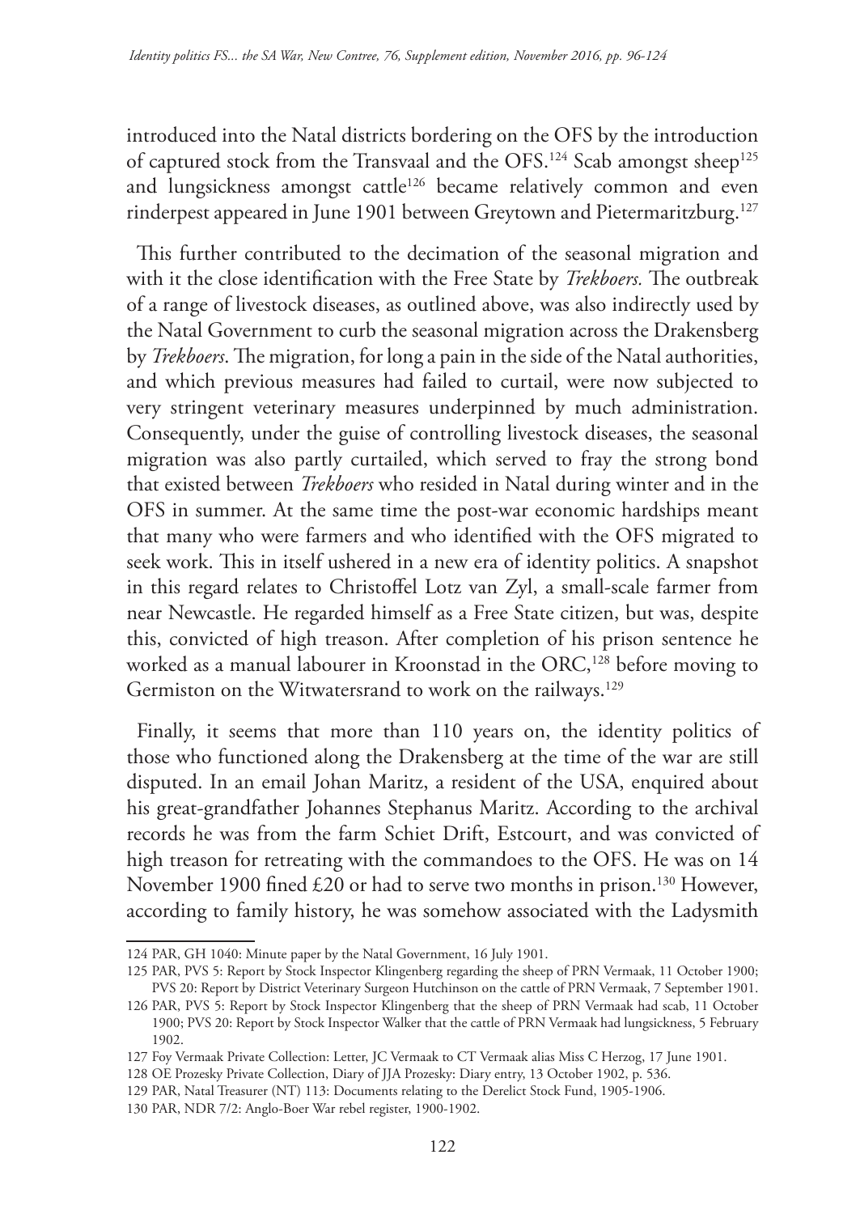introduced into the Natal districts bordering on the OFS by the introduction of captured stock from the Transvaal and the OFS.[124] Scab amongst sheep[125] and lungsickness amongst cattle[126] became relatively common and even rinderpest appeared in June 1901 between Greytown and Pietermaritzburg.[127]

This further contributed to the decimation of the seasonal migration and with it the close identification with the Free State by *Trekboers.* The outbreak of a range of livestock diseases, as outlined above, was also indirectly used by the Natal Government to curb the seasonal migration across the Drakensberg by *Trekboers*. The migration, for long a pain in the side of the Natal authorities, and which previous measures had failed to curtail, were now subjected to very stringent veterinary measures underpinned by much administration. Consequently, under the guise of controlling livestock diseases, the seasonal migration was also partly curtailed, which served to fray the strong bond that existed between *Trekboers* who resided in Natal during winter and in the OFS in summer. At the same time the post-war economic hardships meant that many who were farmers and who identified with the OFS migrated to seek work. This in itself ushered in a new era of identity politics. A snapshot in this regard relates to Christoffel Lotz van Zyl, a small-scale farmer from near Newcastle. He regarded himself as a Free State citizen, but was, despite this, convicted of high treason. After completion of his prison sentence he worked as a manual labourer in Kroonstad in the ORC,[128] before moving to Germiston on the Witwatersrand to work on the railways.[129]

Finally, it seems that more than 110 years on, the identity politics of those who functioned along the Drakensberg at the time of the war are still disputed. In an email Johan Maritz, a resident of the USA, enquired about his great-grandfather Johannes Stephanus Maritz. According to the archival records he was from the farm Schiet Drift, Estcourt, and was convicted of high treason for retreating with the commandoes to the OFS. He was on 14 November 1900 fined £20 or had to serve two months in prison.[130] However, according to family history, he was somehow associated with the Ladysmith

124 PAR, GH 1040: Minute paper by the Natal Government, 16 July 1901.

125 PAR, PVS 5: Report by Stock Inspector Klingenberg regarding the sheep of PRN Vermaak, 11 October 1900; PVS 20: Report by District Veterinary Surgeon Hutchinson on the cattle of PRN Vermaak, 7 September 1901.

126 PAR, PVS 5: Report by Stock Inspector Klingenberg that the sheep of PRN Vermaak had scab, 11 October 1900; PVS 20: Report by Stock Inspector Walker that the cattle of PRN Vermaak had lungsickness, 5 February 1902.

127 Foy Vermaak Private Collection: Letter, JC Vermaak to CT Vermaak alias Miss C Herzog, 17 June 1901.

128 OE Prozesky Private Collection, Diary of JJA Prozesky: Diary entry, 13 October 1902, p. 536.

129 PAR, Natal Treasurer (NT) 113: Documents relating to the Derelict Stock Fund, 1905-1906.

130 PAR, NDR 7/2: Anglo-Boer War rebel register, 1900-1902.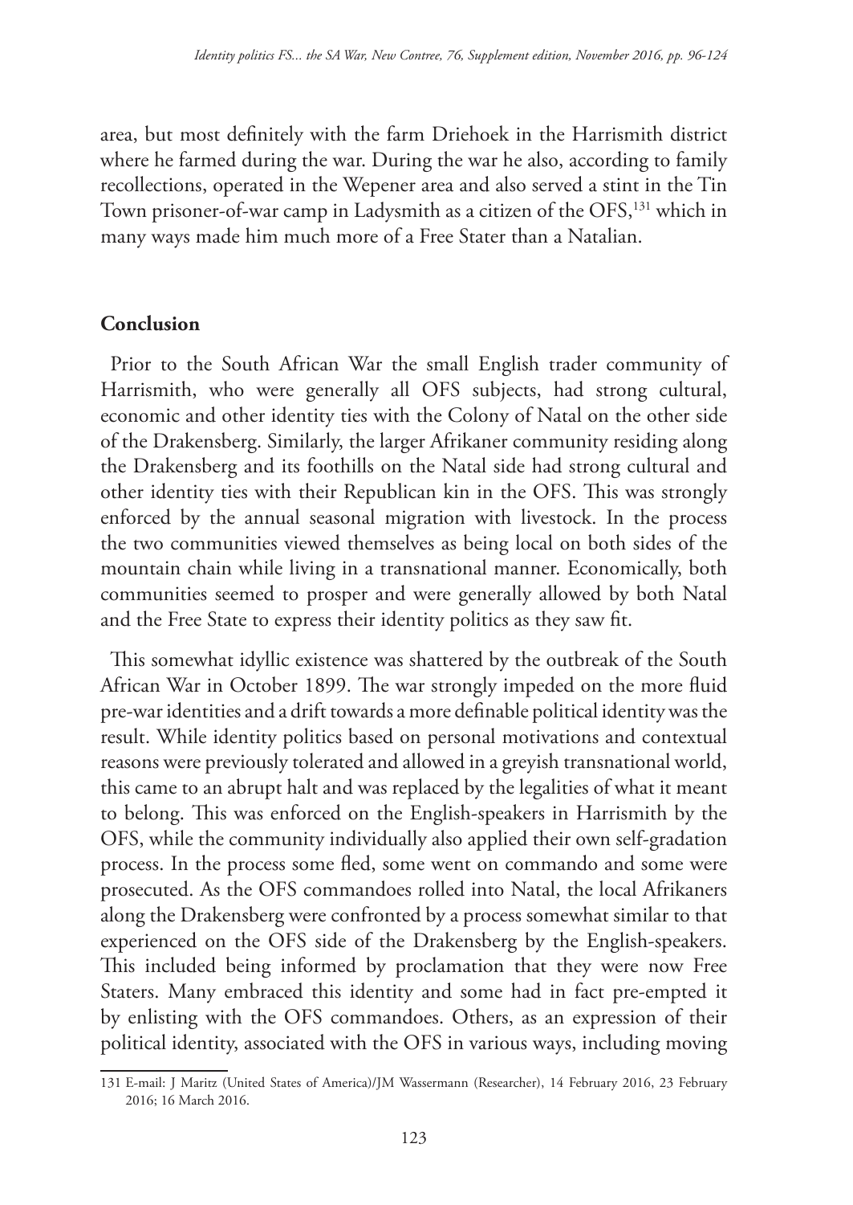area, but most definitely with the farm Driehoek in the Harrismith district where he farmed during the war. During the war he also, according to family recollections, operated in the Wepener area and also served a stint in the Tin Town prisoner-of-war camp in Ladysmith as a citizen of the OFS,[131] which in many ways made him much more of a Free Stater than a Natalian.

## Conclusion

Prior to the South African War the small English trader community of Harrismith, who were generally all OFS subjects, had strong cultural, economic and other identity ties with the Colony of Natal on the other side of the Drakensberg. Similarly, the larger Afrikaner community residing along the Drakensberg and its foothills on the Natal side had strong cultural and other identity ties with their Republican kin in the OFS. This was strongly enforced by the annual seasonal migration with livestock. In the process the two communities viewed themselves as being local on both sides of the mountain chain while living in a transnational manner. Economically, both communities seemed to prosper and were generally allowed by both Natal and the Free State to express their identity politics as they saw fit.

This somewhat idyllic existence was shattered by the outbreak of the South African War in October 1899. The war strongly impeded on the more fluid pre-war identities and a drift towards a more definable political identity was the result. While identity politics based on personal motivations and contextual reasons were previously tolerated and allowed in a greyish transnational world, this came to an abrupt halt and was replaced by the legalities of what it meant to belong. This was enforced on the English-speakers in Harrismith by the OFS, while the community individually also applied their own self-gradation process. In the process some fled, some went on commando and some were prosecuted. As the OFS commandoes rolled into Natal, the local Afrikaners along the Drakensberg were confronted by a process somewhat similar to that experienced on the OFS side of the Drakensberg by the English-speakers. This included being informed by proclamation that they were now Free Staters. Many embraced this identity and some had in fact pre-empted it by enlisting with the OFS commandoes. Others, as an expression of their political identity, associated with the OFS in various ways, including moving

131 E-mail: J Maritz (United States of America)/JM Wassermann (Researcher), 14 February 2016, 23 February 2016; 16 March 2016.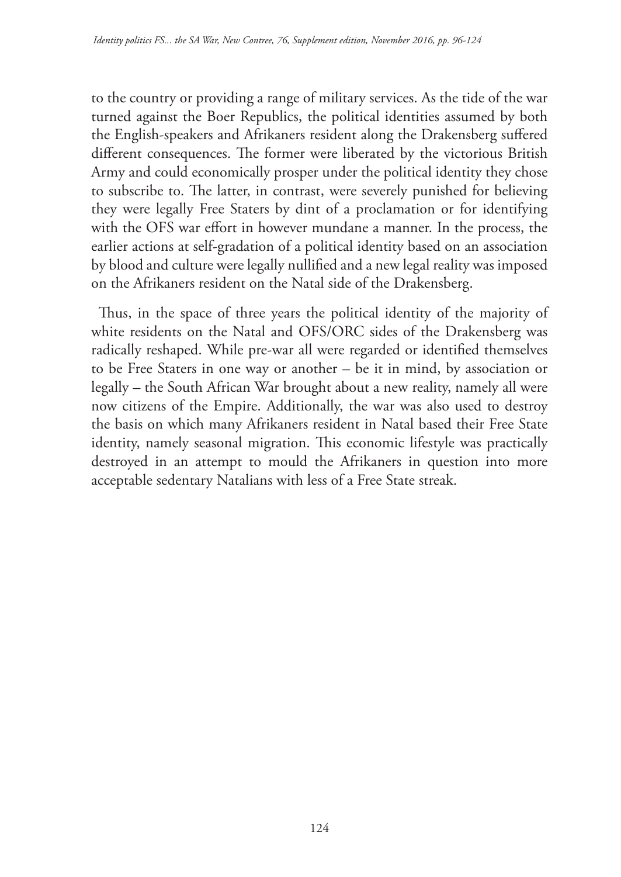to the country or providing a range of military services. As the tide of the war turned against the Boer Republics, the political identities assumed by both the English-speakers and Afrikaners resident along the Drakensberg suffered different consequences. The former were liberated by the victorious British Army and could economically prosper under the political identity they chose to subscribe to. The latter, in contrast, were severely punished for believing they were legally Free Staters by dint of a proclamation or for identifying with the OFS war effort in however mundane a manner. In the process, the earlier actions at self-gradation of a political identity based on an association by blood and culture were legally nullified and a new legal reality was imposed on the Afrikaners resident on the Natal side of the Drakensberg.

Thus, in the space of three years the political identity of the majority of white residents on the Natal and OFS/ORC sides of the Drakensberg was radically reshaped. While pre-war all were regarded or identified themselves to be Free Staters in one way or another – be it in mind, by association or legally – the South African War brought about a new reality, namely all were now citizens of the Empire. Additionally, the war was also used to destroy the basis on which many Afrikaners resident in Natal based their Free State identity, namely seasonal migration. This economic lifestyle was practically destroyed in an attempt to mould the Afrikaners in question into more acceptable sedentary Natalians with less of a Free State streak.